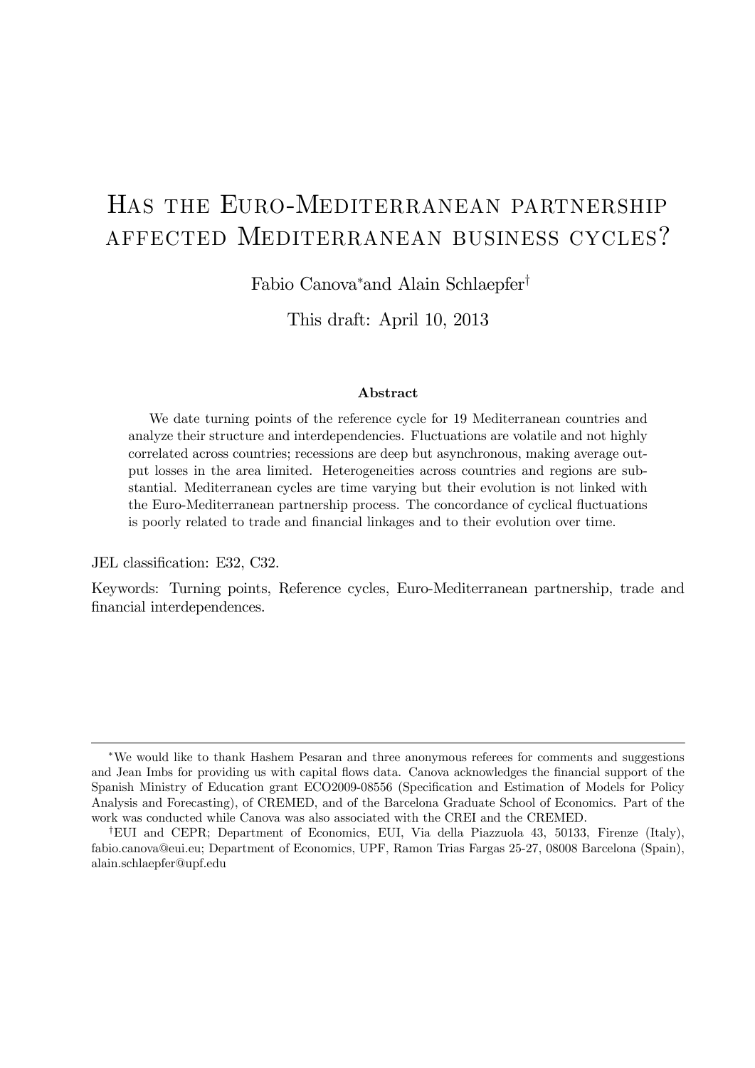# Has the Euro-Mediterranean partnership affected Mediterranean business cycles?

Fabio Canova[*] and Alain Schlaepfer[†]

This draft: April 10, 2013

### Abstract

We date turning points of the reference cycle for 19 Mediterranean countries and analyze their structure and interdependencies. Fluctuations are volatile and not highly correlated across countries; recessions are deep but asynchronous, making average output losses in the area limited. Heterogeneities across countries and regions are substantial. Mediterranean cycles are time varying but their evolution is not linked with the Euro-Mediterranean partnership process. The concordance of cyclical fluctuations is poorly related to trade and financial linkages and to their evolution over time.

JEL classification: E32, C32.

Keywords: Turning points, Reference cycles, Euro-Mediterranean partnership, trade and financial interdependences.

---

[*] We would like to thank Hashem Pesaran and three anonymous referees for comments and suggestions and Jean Imbs for providing us with capital flows data. Canova acknowledges the financial support of the Spanish Ministry of Education grant ECO2009-08556 (Specification and Estimation of Models for Policy Analysis and Forecasting), of CREMED, and of the Barcelona Graduate School of Economics. Part of the work was conducted while Canova was also associated with the CREI and the CREMED.

[†] EUI and CEPR; Department of Economics, EUI, Via della Piazzuola 43, 50133, Firenze (Italy), fabio.canova@eui.eu; Department of Economics, UPF, Ramon Trias Fargas 25-27, 08008 Barcelona (Spain), alain.schlaepfer@upf.edu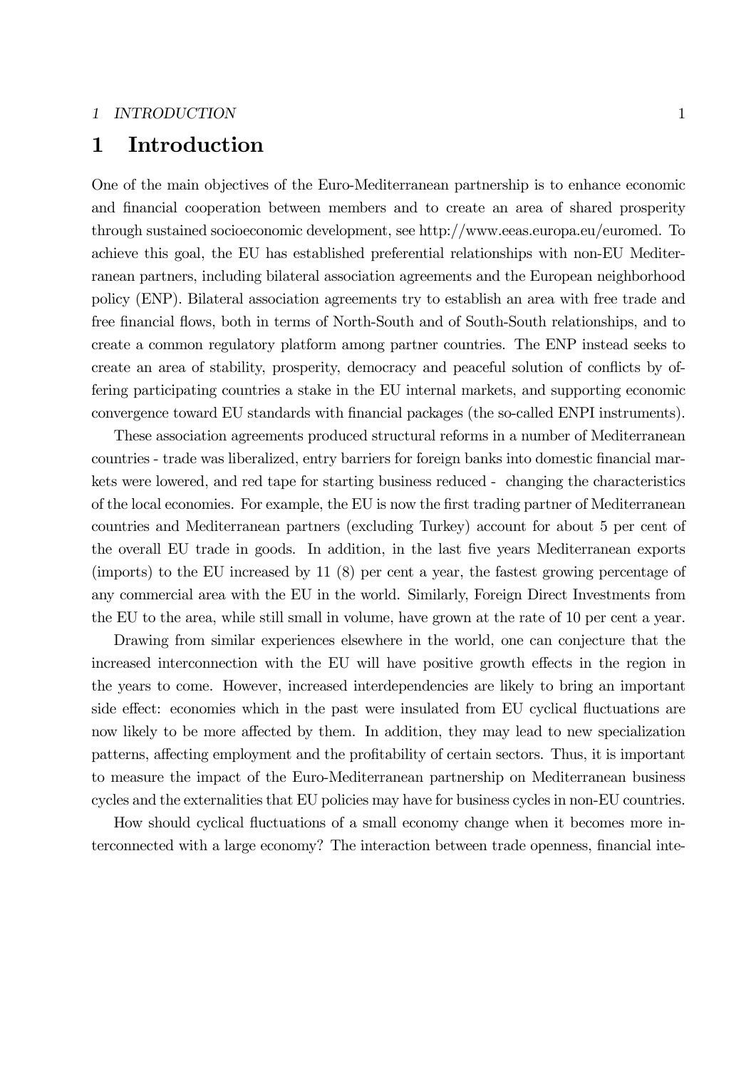# 1 Introduction

One of the main objectives of the Euro-Mediterranean partnership is to enhance economic and financial cooperation between members and to create an area of shared prosperity through sustained socioeconomic development, see http://www.eeas.europa.eu/euromed. To achieve this goal, the EU has established preferential relationships with non-EU Mediterranean partners, including bilateral association agreements and the European neighborhood policy (ENP). Bilateral association agreements try to establish an area with free trade and free financial flows, both in terms of North-South and of South-South relationships, and to create a common regulatory platform among partner countries. The ENP instead seeks to create an area of stability, prosperity, democracy and peaceful solution of conflicts by offering participating countries a stake in the EU internal markets, and supporting economic convergence toward EU standards with financial packages (the so-called ENPI instruments).

These association agreements produced structural reforms in a number of Mediterranean countries - trade was liberalized, entry barriers for foreign banks into domestic financial markets were lowered, and red tape for starting business reduced - changing the characteristics of the local economies. For example, the EU is now the first trading partner of Mediterranean countries and Mediterranean partners (excluding Turkey) account for about 5 per cent of the overall EU trade in goods. In addition, in the last five years Mediterranean exports (imports) to the EU increased by 11 (8) per cent a year, the fastest growing percentage of any commercial area with the EU in the world. Similarly, Foreign Direct Investments from the EU to the area, while still small in volume, have grown at the rate of 10 per cent a year.

Drawing from similar experiences elsewhere in the world, one can conjecture that the increased interconnection with the EU will have positive growth effects in the region in the years to come. However, increased interdependencies are likely to bring an important side effect: economies which in the past were insulated from EU cyclical fluctuations are now likely to be more affected by them. In addition, they may lead to new specialization patterns, affecting employment and the profitability of certain sectors. Thus, it is important to measure the impact of the Euro-Mediterranean partnership on Mediterranean business cycles and the externalities that EU policies may have for business cycles in non-EU countries.

How should cyclical fluctuations of a small economy change when it becomes more interconnected with a large economy? The interaction between trade openness, financial inte-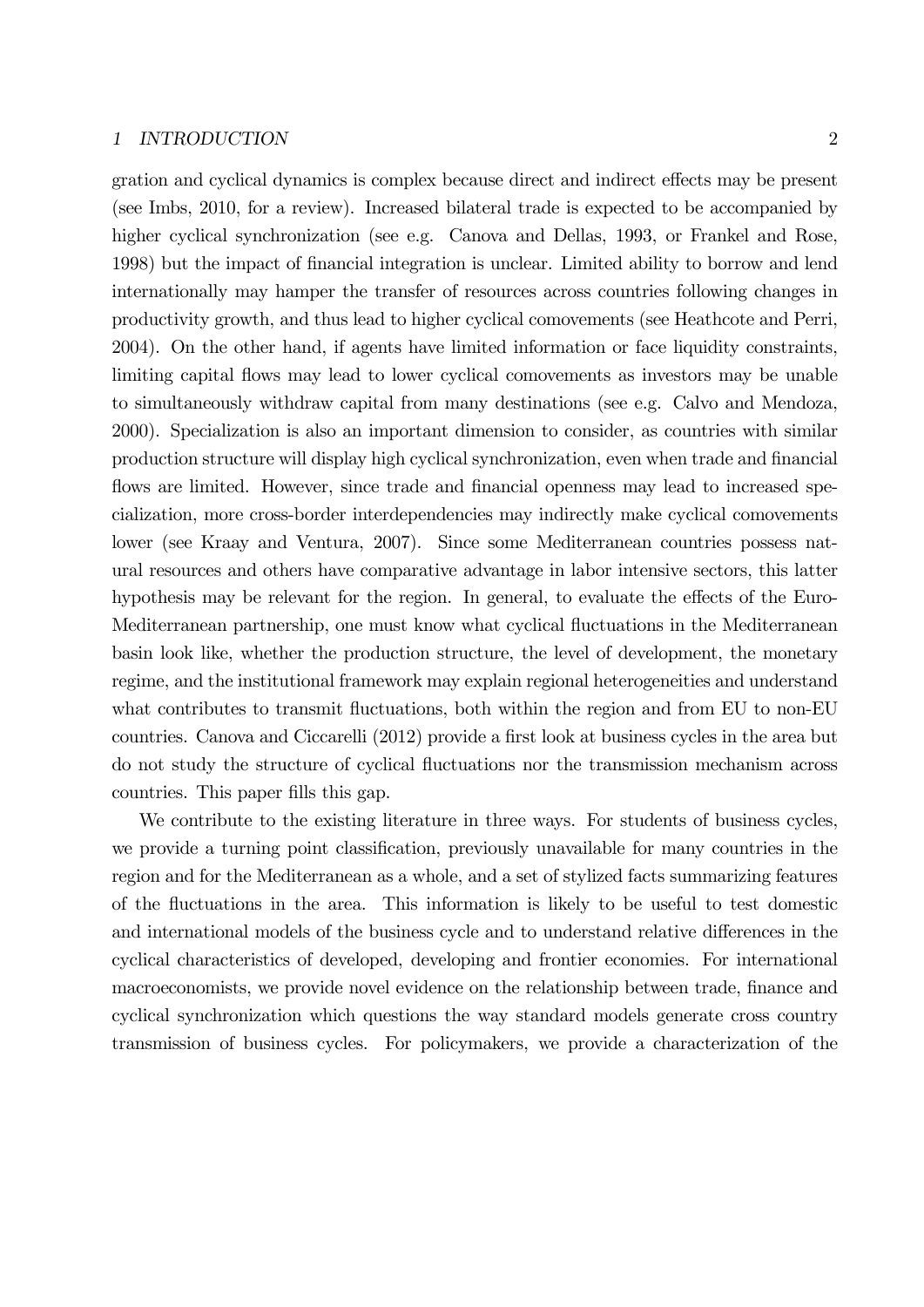gration and cyclical dynamics is complex because direct and indirect effects may be present (see Imbs, 2010, for a review). Increased bilateral trade is expected to be accompanied by higher cyclical synchronization (see e.g. Canova and Dellas, 1993, or Frankel and Rose, 1998) but the impact of financial integration is unclear. Limited ability to borrow and lend internationally may hamper the transfer of resources across countries following changes in productivity growth, and thus lead to higher cyclical comovements (see Heathcote and Perri, 2004). On the other hand, if agents have limited information or face liquidity constraints, limiting capital flows may lead to lower cyclical comovements as investors may be unable to simultaneously withdraw capital from many destinations (see e.g. Calvo and Mendoza, 2000). Specialization is also an important dimension to consider, as countries with similar production structure will display high cyclical synchronization, even when trade and financial flows are limited. However, since trade and financial openness may lead to increased specialization, more cross-border interdependencies may indirectly make cyclical comovements lower (see Kraay and Ventura, 2007). Since some Mediterranean countries possess natural resources and others have comparative advantage in labor intensive sectors, this latter hypothesis may be relevant for the region. In general, to evaluate the effects of the Euro-Mediterranean partnership, one must know what cyclical fluctuations in the Mediterranean basin look like, whether the production structure, the level of development, the monetary regime, and the institutional framework may explain regional heterogeneities and understand what contributes to transmit fluctuations, both within the region and from EU to non-EU countries. Canova and Ciccarelli (2012) provide a first look at business cycles in the area but do not study the structure of cyclical fluctuations nor the transmission mechanism across countries. This paper fills this gap.

We contribute to the existing literature in three ways. For students of business cycles, we provide a turning point classification, previously unavailable for many countries in the region and for the Mediterranean as a whole, and a set of stylized facts summarizing features of the fluctuations in the area. This information is likely to be useful to test domestic and international models of the business cycle and to understand relative differences in the cyclical characteristics of developed, developing and frontier economies. For international macroeconomists, we provide novel evidence on the relationship between trade, finance and cyclical synchronization which questions the way standard models generate cross country transmission of business cycles. For policymakers, we provide a characterization of the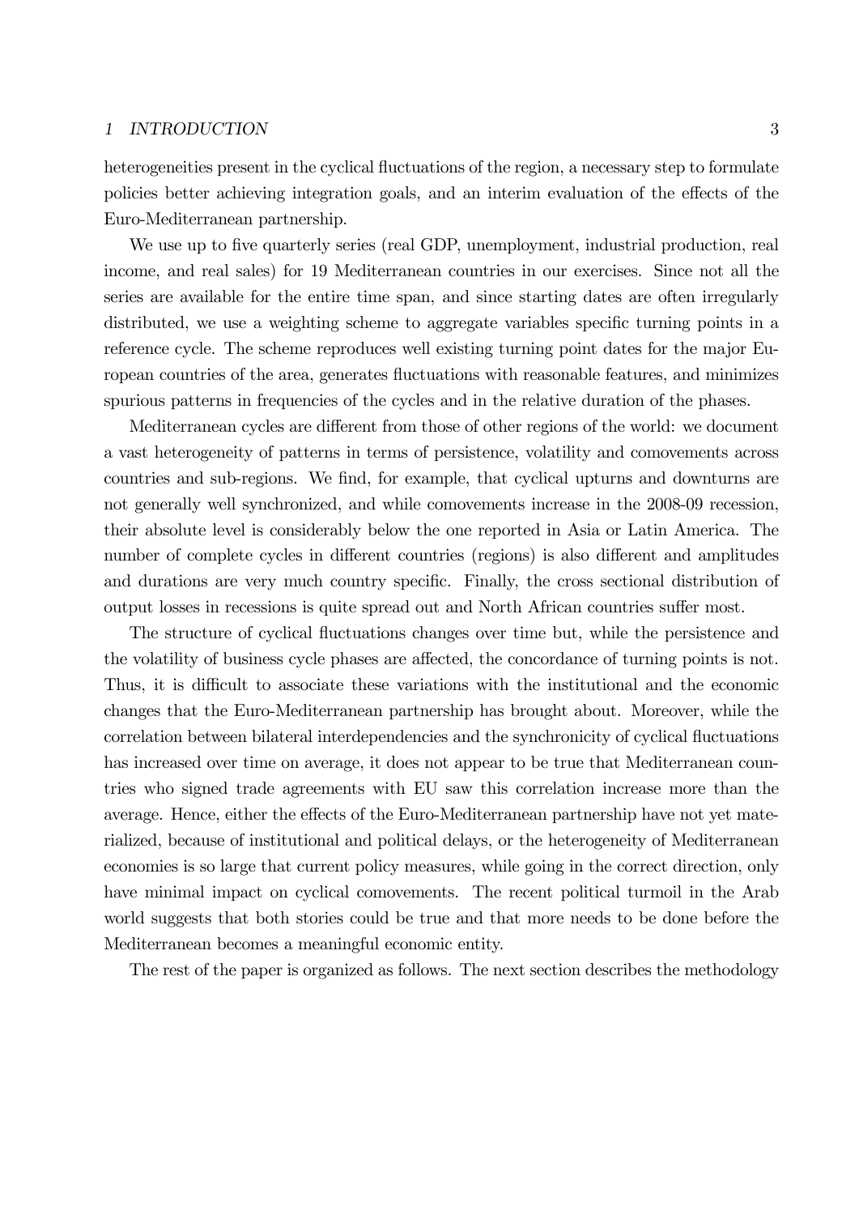heterogeneities present in the cyclical fluctuations of the region, a necessary step to formulate policies better achieving integration goals, and an interim evaluation of the effects of the Euro-Mediterranean partnership.

We use up to five quarterly series (real GDP, unemployment, industrial production, real income, and real sales) for 19 Mediterranean countries in our exercises. Since not all the series are available for the entire time span, and since starting dates are often irregularly distributed, we use a weighting scheme to aggregate variables specific turning points in a reference cycle. The scheme reproduces well existing turning point dates for the major European countries of the area, generates fluctuations with reasonable features, and minimizes spurious patterns in frequencies of the cycles and in the relative duration of the phases.

Mediterranean cycles are different from those of other regions of the world: we document a vast heterogeneity of patterns in terms of persistence, volatility and comovements across countries and sub-regions. We find, for example, that cyclical upturns and downturns are not generally well synchronized, and while comovements increase in the 2008-09 recession, their absolute level is considerably below the one reported in Asia or Latin America. The number of complete cycles in different countries (regions) is also different and amplitudes and durations are very much country specific. Finally, the cross sectional distribution of output losses in recessions is quite spread out and North African countries suffer most.

The structure of cyclical fluctuations changes over time but, while the persistence and the volatility of business cycle phases are affected, the concordance of turning points is not. Thus, it is difficult to associate these variations with the institutional and the economic changes that the Euro-Mediterranean partnership has brought about. Moreover, while the correlation between bilateral interdependencies and the synchronicity of cyclical fluctuations has increased over time on average, it does not appear to be true that Mediterranean countries who signed trade agreements with EU saw this correlation increase more than the average. Hence, either the effects of the Euro-Mediterranean partnership have not yet materialized, because of institutional and political delays, or the heterogeneity of Mediterranean economies is so large that current policy measures, while going in the correct direction, only have minimal impact on cyclical comovements. The recent political turmoil in the Arab world suggests that both stories could be true and that more needs to be done before the Mediterranean becomes a meaningful economic entity.

The rest of the paper is organized as follows. The next section describes the methodology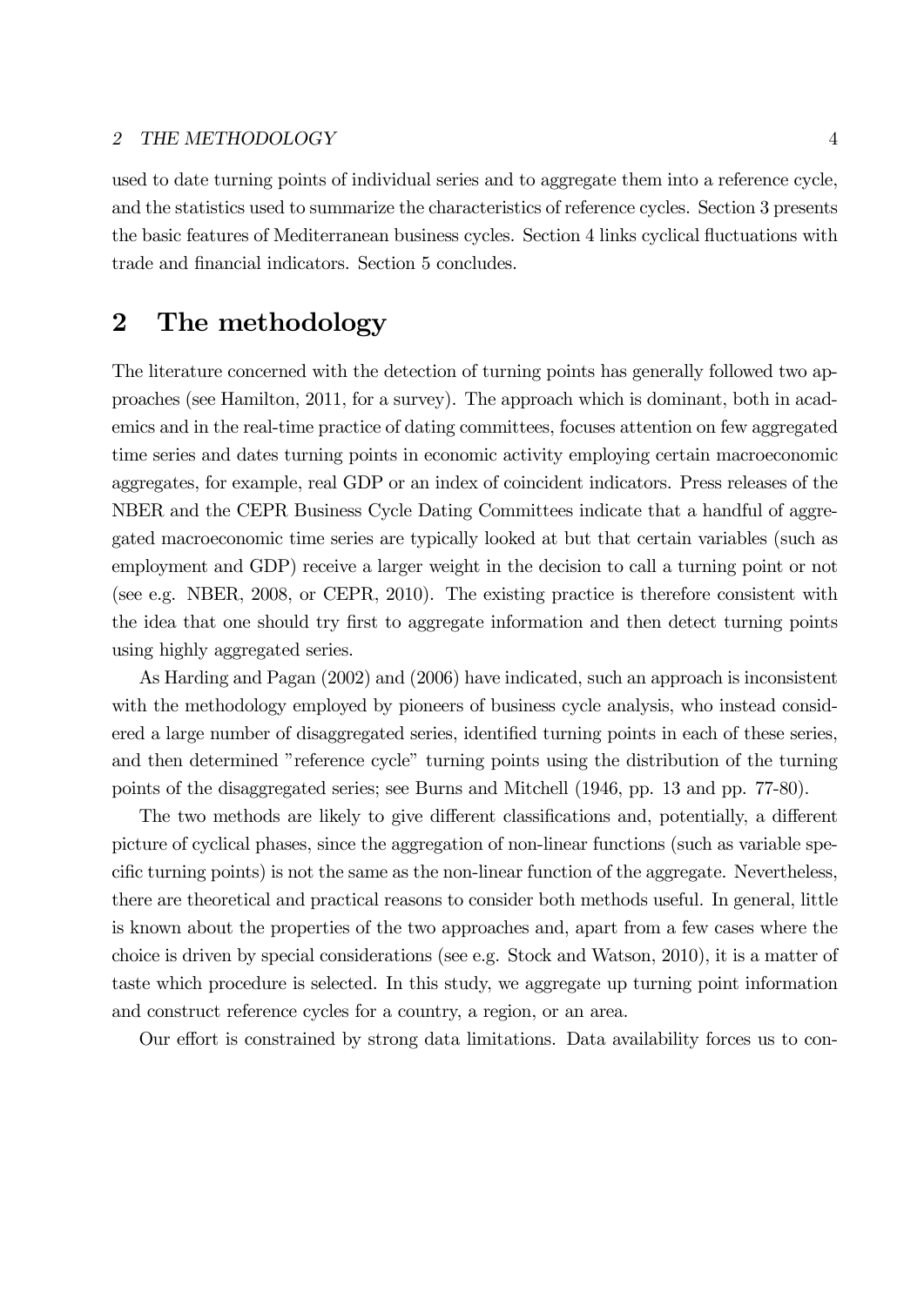used to date turning points of individual series and to aggregate them into a reference cycle, and the statistics used to summarize the characteristics of reference cycles. Section 3 presents the basic features of Mediterranean business cycles. Section 4 links cyclical fluctuations with trade and financial indicators. Section 5 concludes.

## 2 The methodology

The literature concerned with the detection of turning points has generally followed two approaches (see Hamilton, 2011, for a survey). The approach which is dominant, both in academics and in the real-time practice of dating committees, focuses attention on few aggregated time series and dates turning points in economic activity employing certain macroeconomic aggregates, for example, real GDP or an index of coincident indicators. Press releases of the NBER and the CEPR Business Cycle Dating Committees indicate that a handful of aggregated macroeconomic time series are typically looked at but that certain variables (such as employment and GDP) receive a larger weight in the decision to call a turning point or not (see e.g. NBER, 2008, or CEPR, 2010). The existing practice is therefore consistent with the idea that one should try first to aggregate information and then detect turning points using highly aggregated series.

As Harding and Pagan (2002) and (2006) have indicated, such an approach is inconsistent with the methodology employed by pioneers of business cycle analysis, who instead considered a large number of disaggregated series, identified turning points in each of these series, and then determined "reference cycle" turning points using the distribution of the turning points of the disaggregated series; see Burns and Mitchell (1946, pp. 13 and pp. 77-80).

The two methods are likely to give different classifications and, potentially, a different picture of cyclical phases, since the aggregation of non-linear functions (such as variable specific turning points) is not the same as the non-linear function of the aggregate. Nevertheless, there are theoretical and practical reasons to consider both methods useful. In general, little is known about the properties of the two approaches and, apart from a few cases where the choice is driven by special considerations (see e.g. Stock and Watson, 2010), it is a matter of taste which procedure is selected. In this study, we aggregate up turning point information and construct reference cycles for a country, a region, or an area.

Our effort is constrained by strong data limitations. Data availability forces us to con-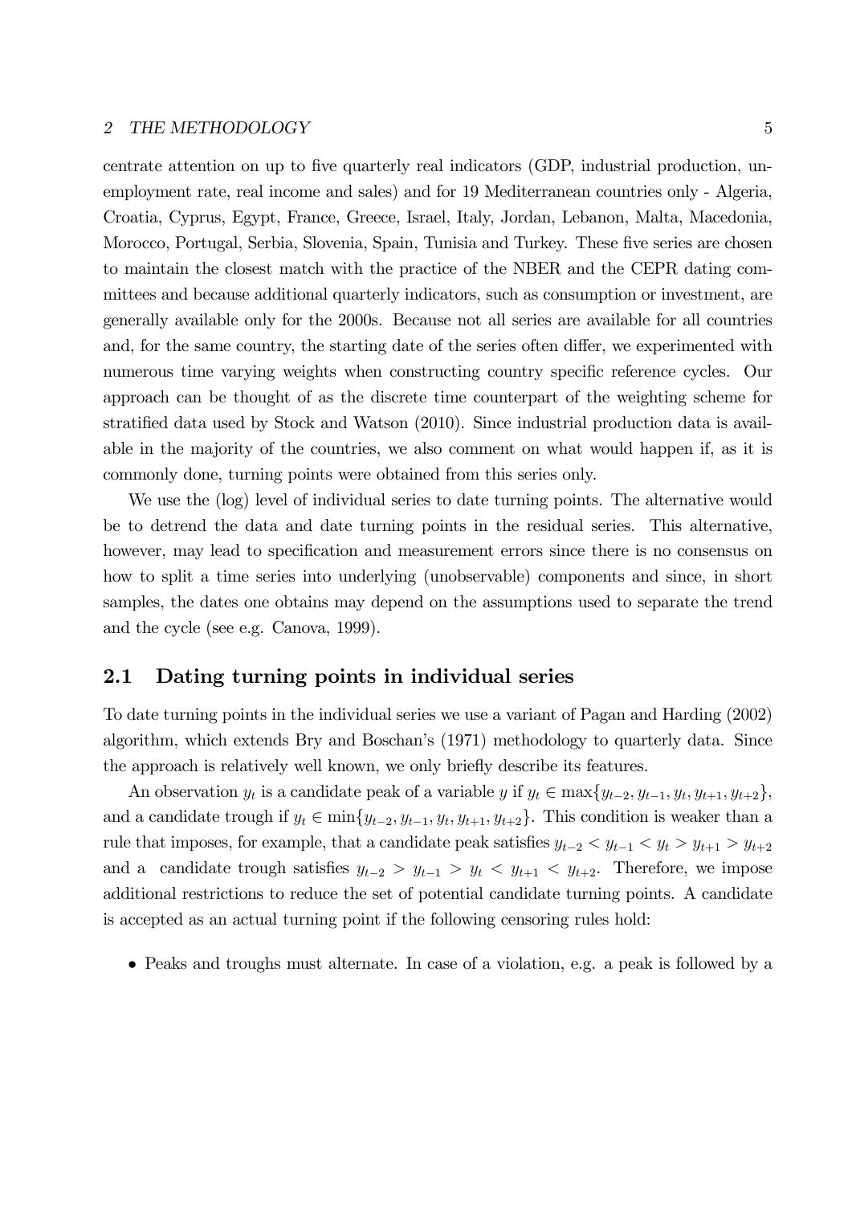centrate attention on up to five quarterly real indicators (GDP, industrial production, unemployment rate, real income and sales) and for 19 Mediterranean countries only - Algeria, Croatia, Cyprus, Egypt, France, Greece, Israel, Italy, Jordan, Lebanon, Malta, Macedonia, Morocco, Portugal, Serbia, Slovenia, Spain, Tunisia and Turkey. These five series are chosen to maintain the closest match with the practice of the NBER and the CEPR dating committees and because additional quarterly indicators, such as consumption or investment, are generally available only for the 2000s. Because not all series are available for all countries and, for the same country, the starting date of the series often differ, we experimented with numerous time varying weights when constructing country specific reference cycles. Our approach can be thought of as the discrete time counterpart of the weighting scheme for stratified data used by Stock and Watson (2010). Since industrial production data is available in the majority of the countries, we also comment on what would happen if, as it is commonly done, turning points were obtained from this series only.

We use the (log) level of individual series to date turning points. The alternative would be to detrend the data and date turning points in the residual series. This alternative, however, may lead to specification and measurement errors since there is no consensus on how to split a time series into underlying (unobservable) components and since, in short samples, the dates one obtains may depend on the assumptions used to separate the trend and the cycle (see e.g. Canova, 1999).

## 2.1 Dating turning points in individual series

To date turning points in the individual series we use a variant of Pagan and Harding (2002) algorithm, which extends Bry and Boschan's (1971) methodology to quarterly data. Since the approach is relatively well known, we only briefly describe its features.

An observation $y_t$ is a candidate peak of a variable $y$ if $y_t \in \max\{y_{t-2}, y_{t-1}, y_t, y_{t+1}, y_{t+2}\}$, and a candidate trough if $y_t \in \min\{y_{t-2}, y_{t-1}, y_t, y_{t+1}, y_{t+2}\}$. This condition is weaker than a rule that imposes, for example, that a candidate peak satisfies $y_{t-2} < y_{t-1} < y_t > y_{t+1} > y_{t+2}$ and a candidate trough satisfies $y_{t-2} > y_{t-1} > y_t < y_{t+1} < y_{t+2}$. Therefore, we impose additional restrictions to reduce the set of potential candidate turning points. A candidate is accepted as an actual turning point if the following censoring rules hold:

- Peaks and troughs must alternate. In case of a violation, e.g. a peak is followed by a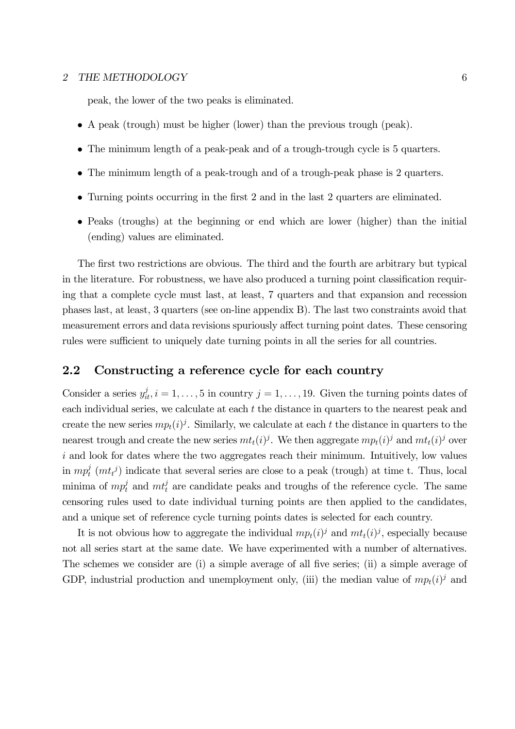peak, the lower of the two peaks is eliminated.

- A peak (trough) must be higher (lower) than the previous trough (peak).
- The minimum length of a peak-peak and of a trough-trough cycle is 5 quarters.
- The minimum length of a peak-trough and of a trough-peak phase is 2 quarters.
- Turning points occurring in the first 2 and in the last 2 quarters are eliminated.
- Peaks (troughs) at the beginning or end which are lower (higher) than the initial (ending) values are eliminated.

The first two restrictions are obvious. The third and the fourth are arbitrary but typical in the literature. For robustness, we have also produced a turning point classification requiring that a complete cycle must last, at least, 7 quarters and that expansion and recession phases last, at least, 3 quarters (see on-line appendix B). The last two constraints avoid that measurement errors and data revisions spuriously affect turning point dates. These censoring rules were sufficient to uniquely date turning points in all the series for all countries.

## 2.2 Constructing a reference cycle for each country

Consider a series $y_{it}^j, i = 1, \ldots, 5$ in country $j = 1, \ldots, 19$. Given the turning points dates of each individual series, we calculate at each $t$ the distance in quarters to the nearest peak and create the new series $mp_t(i)^j$. Similarly, we calculate at each $t$ the distance in quarters to the nearest trough and create the new series $mt_t(i)^j$. We then aggregate $mp_t(i)^j$ and $mt_t(i)^j$ over $i$ and look for dates where the two aggregates reach their minimum. Intuitively, low values in $mp_t^j$ ($mt_t{}^j$) indicate that several series are close to a peak (trough) at time t. Thus, local minima of $mp_t^j$ and $mt_t^j$ are candidate peaks and troughs of the reference cycle. The same censoring rules used to date individual turning points are then applied to the candidates, and a unique set of reference cycle turning points dates is selected for each country.

It is not obvious how to aggregate the individual $mp_t(i)^j$ and $mt_t(i)^j$, especially because not all series start at the same date. We have experimented with a number of alternatives. The schemes we consider are (i) a simple average of all five series; (ii) a simple average of GDP, industrial production and unemployment only, (iii) the median value of $mp_t(i)^j$ and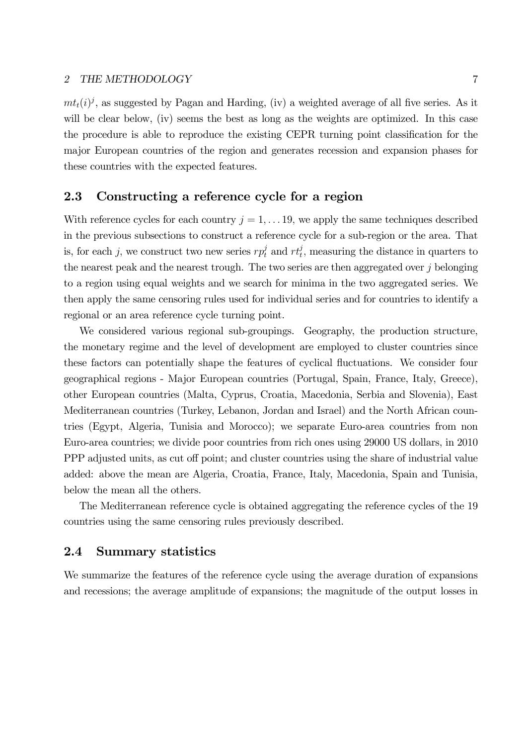$mt_t(i)^j$, as suggested by Pagan and Harding, (iv) a weighted average of all five series. As it will be clear below, (iv) seems the best as long as the weights are optimized. In this case the procedure is able to reproduce the existing CEPR turning point classification for the major European countries of the region and generates recession and expansion phases for these countries with the expected features.

## 2.3 Constructing a reference cycle for a region

With reference cycles for each country $j = 1, \ldots 19$, we apply the same techniques described in the previous subsections to construct a reference cycle for a sub-region or the area. That is, for each $j$, we construct two new series $rp_t^j$ and $rt_t^j$, measuring the distance in quarters to the nearest peak and the nearest trough. The two series are then aggregated over $j$ belonging to a region using equal weights and we search for minima in the two aggregated series. We then apply the same censoring rules used for individual series and for countries to identify a regional or an area reference cycle turning point.

We considered various regional sub-groupings. Geography, the production structure, the monetary regime and the level of development are employed to cluster countries since these factors can potentially shape the features of cyclical fluctuations. We consider four geographical regions - Major European countries (Portugal, Spain, France, Italy, Greece), other European countries (Malta, Cyprus, Croatia, Macedonia, Serbia and Slovenia), East Mediterranean countries (Turkey, Lebanon, Jordan and Israel) and the North African countries (Egypt, Algeria, Tunisia and Morocco); we separate Euro-area countries from non Euro-area countries; we divide poor countries from rich ones using 29000 US dollars, in 2010 PPP adjusted units, as cut off point; and cluster countries using the share of industrial value added: above the mean are Algeria, Croatia, France, Italy, Macedonia, Spain and Tunisia, below the mean all the others.

The Mediterranean reference cycle is obtained aggregating the reference cycles of the 19 countries using the same censoring rules previously described.

## 2.4 Summary statistics

We summarize the features of the reference cycle using the average duration of expansions and recessions; the average amplitude of expansions; the magnitude of the output losses in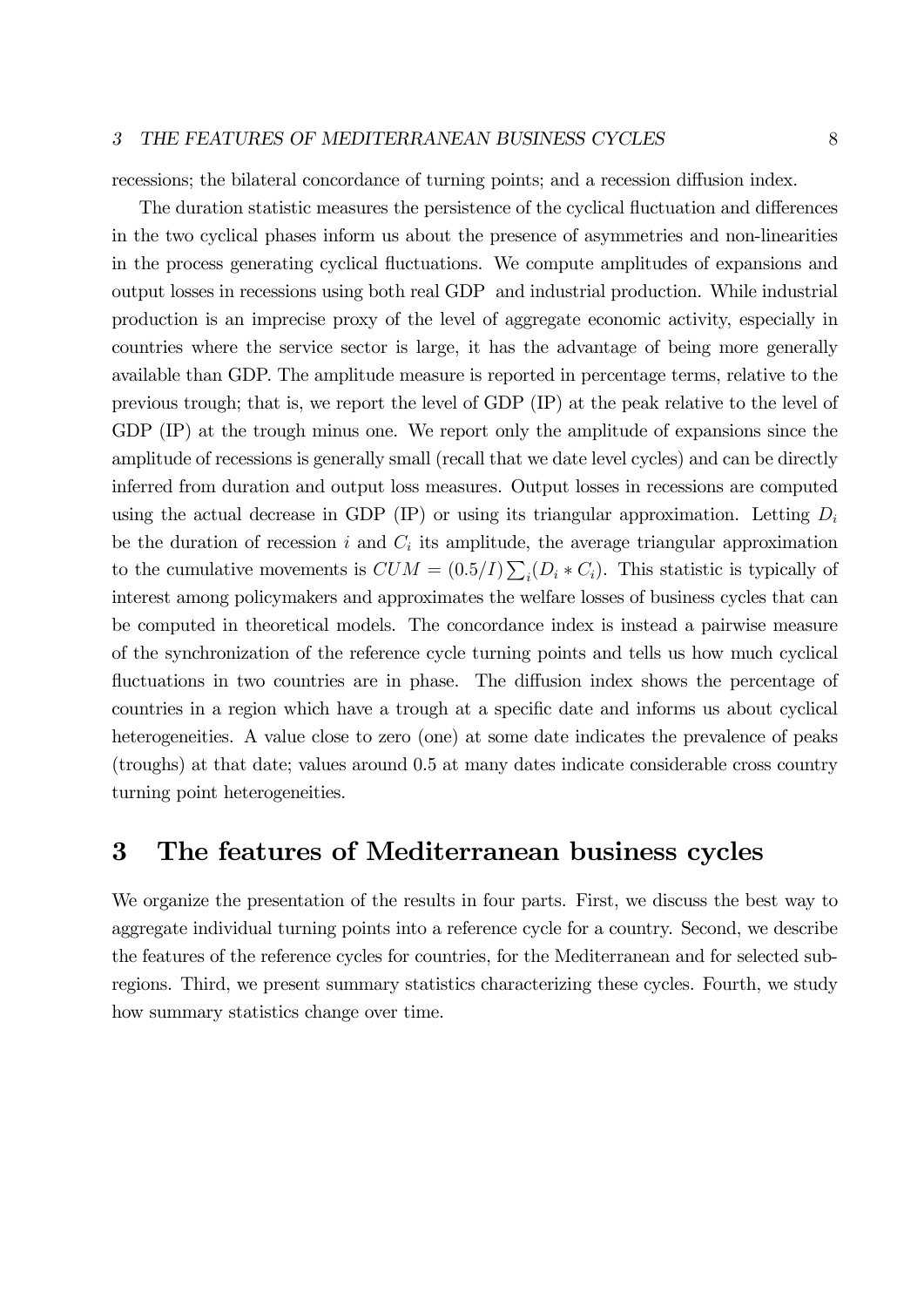recessions; the bilateral concordance of turning points; and a recession diffusion index.

The duration statistic measures the persistence of the cyclical fluctuation and differences in the two cyclical phases inform us about the presence of asymmetries and non-linearities in the process generating cyclical fluctuations. We compute amplitudes of expansions and output losses in recessions using both real GDP and industrial production. While industrial production is an imprecise proxy of the level of aggregate economic activity, especially in countries where the service sector is large, it has the advantage of being more generally available than GDP. The amplitude measure is reported in percentage terms, relative to the previous trough; that is, we report the level of GDP (IP) at the peak relative to the level of GDP (IP) at the trough minus one. We report only the amplitude of expansions since the amplitude of recessions is generally small (recall that we date level cycles) and can be directly inferred from duration and output loss measures. Output losses in recessions are computed using the actual decrease in GDP (IP) or using its triangular approximation. Letting $D_i$ be the duration of recession $i$ and $C_i$ its amplitude, the average triangular approximation to the cumulative movements is $CUM = (0.5/I)\sum_i (D_i * C_i)$. This statistic is typically of interest among policymakers and approximates the welfare losses of business cycles that can be computed in theoretical models. The concordance index is instead a pairwise measure of the synchronization of the reference cycle turning points and tells us how much cyclical fluctuations in two countries are in phase. The diffusion index shows the percentage of countries in a region which have a trough at a specific date and informs us about cyclical heterogeneities. A value close to zero (one) at some date indicates the prevalence of peaks (troughs) at that date; values around 0.5 at many dates indicate considerable cross country turning point heterogeneities.

# 3 The features of Mediterranean business cycles

We organize the presentation of the results in four parts. First, we discuss the best way to aggregate individual turning points into a reference cycle for a country. Second, we describe the features of the reference cycles for countries, for the Mediterranean and for selected sub-regions. Third, we present summary statistics characterizing these cycles. Fourth, we study how summary statistics change over time.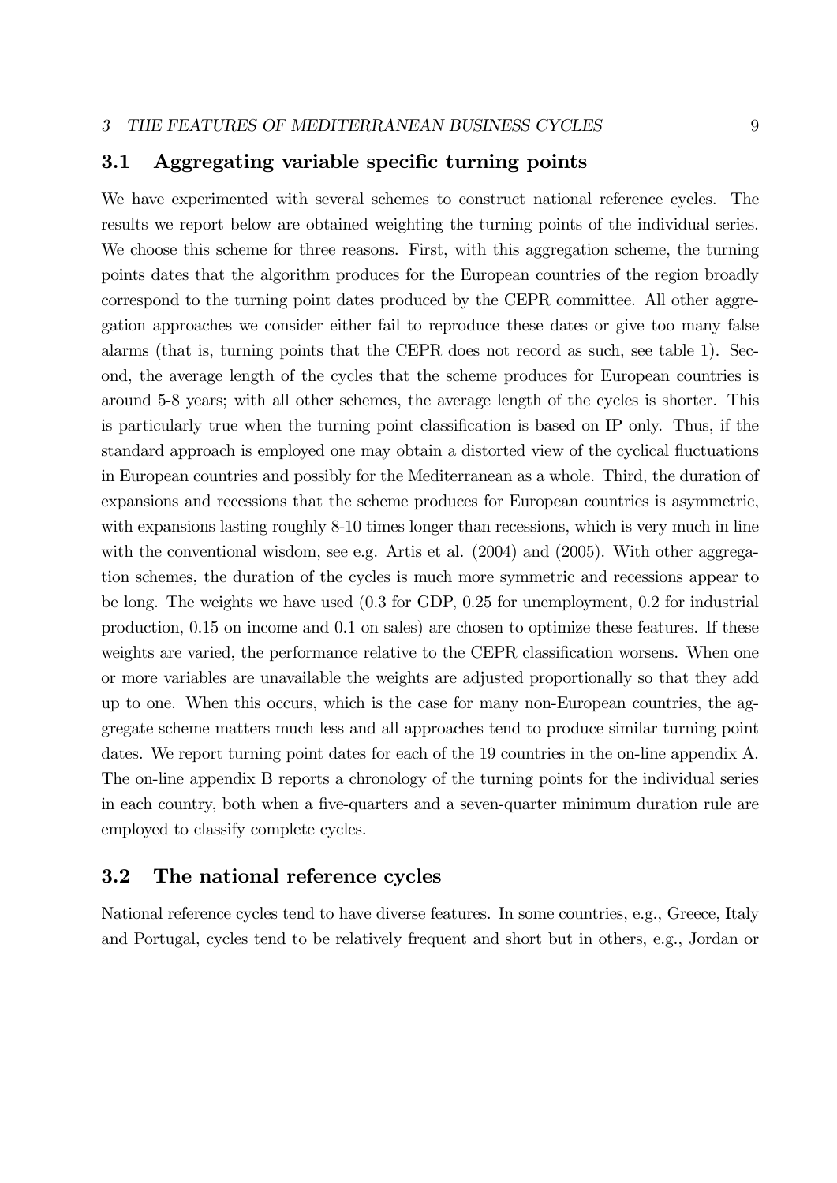## 3.1 Aggregating variable specific turning points

We have experimented with several schemes to construct national reference cycles. The results we report below are obtained weighting the turning points of the individual series. We choose this scheme for three reasons. First, with this aggregation scheme, the turning points dates that the algorithm produces for the European countries of the region broadly correspond to the turning point dates produced by the CEPR committee. All other aggregation approaches we consider either fail to reproduce these dates or give too many false alarms (that is, turning points that the CEPR does not record as such, see table 1). Second, the average length of the cycles that the scheme produces for European countries is around 5-8 years; with all other schemes, the average length of the cycles is shorter. This is particularly true when the turning point classification is based on IP only. Thus, if the standard approach is employed one may obtain a distorted view of the cyclical fluctuations in European countries and possibly for the Mediterranean as a whole. Third, the duration of expansions and recessions that the scheme produces for European countries is asymmetric, with expansions lasting roughly 8-10 times longer than recessions, which is very much in line with the conventional wisdom, see e.g. Artis et al. (2004) and (2005). With other aggregation schemes, the duration of the cycles is much more symmetric and recessions appear to be long. The weights we have used (0.3 for GDP, 0.25 for unemployment, 0.2 for industrial production, 0.15 on income and 0.1 on sales) are chosen to optimize these features. If these weights are varied, the performance relative to the CEPR classification worsens. When one or more variables are unavailable the weights are adjusted proportionally so that they add up to one. When this occurs, which is the case for many non-European countries, the aggregate scheme matters much less and all approaches tend to produce similar turning point dates. We report turning point dates for each of the 19 countries in the on-line appendix A. The on-line appendix B reports a chronology of the turning points for the individual series in each country, both when a five-quarters and a seven-quarter minimum duration rule are employed to classify complete cycles.

## 3.2 The national reference cycles

National reference cycles tend to have diverse features. In some countries, e.g., Greece, Italy and Portugal, cycles tend to be relatively frequent and short but in others, e.g., Jordan or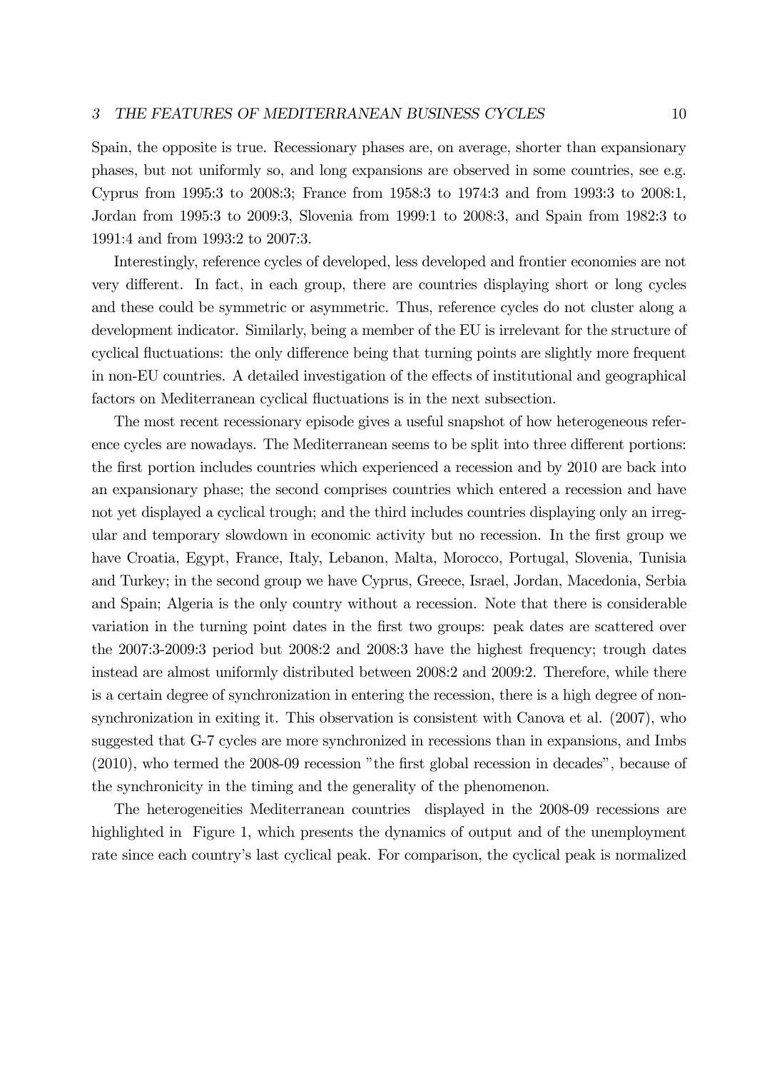Spain, the opposite is true. Recessionary phases are, on average, shorter than expansionary phases, but not uniformly so, and long expansions are observed in some countries, see e.g. Cyprus from 1995:3 to 2008:3; France from 1958:3 to 1974:3 and from 1993:3 to 2008:1, Jordan from 1995:3 to 2009:3, Slovenia from 1999:1 to 2008:3, and Spain from 1982:3 to 1991:4 and from 1993:2 to 2007:3.

Interestingly, reference cycles of developed, less developed and frontier economies are not very different. In fact, in each group, there are countries displaying short or long cycles and these could be symmetric or asymmetric. Thus, reference cycles do not cluster along a development indicator. Similarly, being a member of the EU is irrelevant for the structure of cyclical fluctuations: the only difference being that turning points are slightly more frequent in non-EU countries. A detailed investigation of the effects of institutional and geographical factors on Mediterranean cyclical fluctuations is in the next subsection.

The most recent recessionary episode gives a useful snapshot of how heterogeneous reference cycles are nowadays. The Mediterranean seems to be split into three different portions: the first portion includes countries which experienced a recession and by 2010 are back into an expansionary phase; the second comprises countries which entered a recession and have not yet displayed a cyclical trough; and the third includes countries displaying only an irregular and temporary slowdown in economic activity but no recession. In the first group we have Croatia, Egypt, France, Italy, Lebanon, Malta, Morocco, Portugal, Slovenia, Tunisia and Turkey; in the second group we have Cyprus, Greece, Israel, Jordan, Macedonia, Serbia and Spain; Algeria is the only country without a recession. Note that there is considerable variation in the turning point dates in the first two groups: peak dates are scattered over the 2007:3-2009:3 period but 2008:2 and 2008:3 have the highest frequency; trough dates instead are almost uniformly distributed between 2008:2 and 2009:2. Therefore, while there is a certain degree of synchronization in entering the recession, there is a high degree of non-synchronization in exiting it. This observation is consistent with Canova et al. (2007), who suggested that G-7 cycles are more synchronized in recessions than in expansions, and Imbs (2010), who termed the 2008-09 recession "the first global recession in decades", because of the synchronicity in the timing and the generality of the phenomenon.

The heterogeneities Mediterranean countries displayed in the 2008-09 recessions are highlighted in Figure 1, which presents the dynamics of output and of the unemployment rate since each country's last cyclical peak. For comparison, the cyclical peak is normalized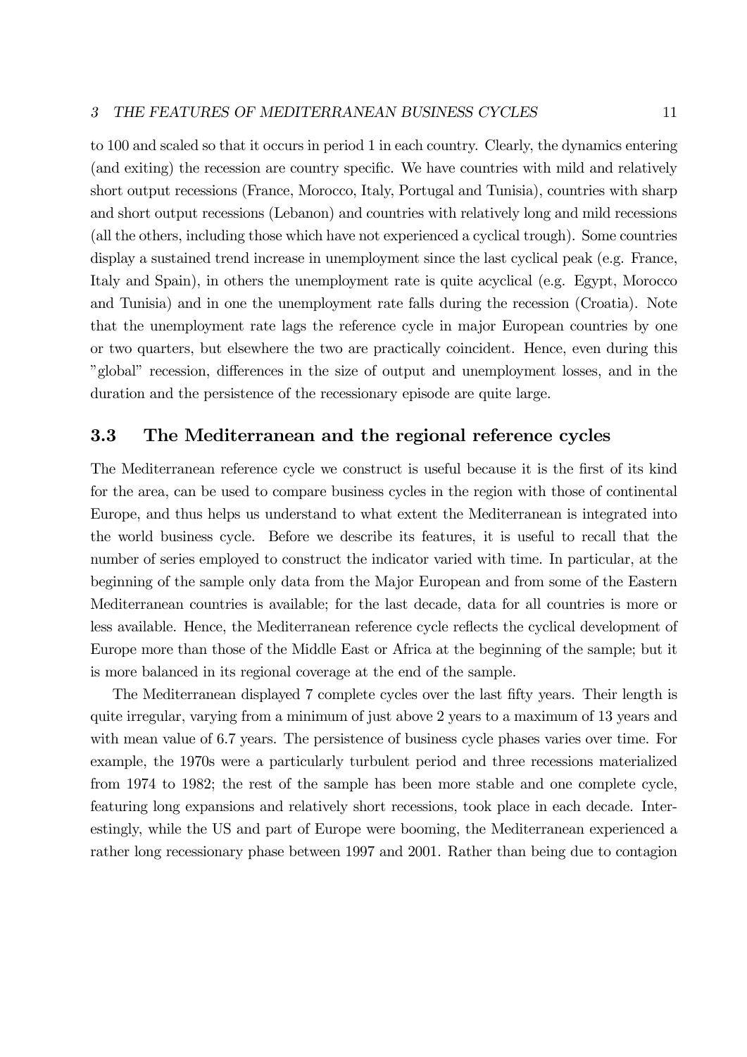to 100 and scaled so that it occurs in period 1 in each country. Clearly, the dynamics entering (and exiting) the recession are country specific. We have countries with mild and relatively short output recessions (France, Morocco, Italy, Portugal and Tunisia), countries with sharp and short output recessions (Lebanon) and countries with relatively long and mild recessions (all the others, including those which have not experienced a cyclical trough). Some countries display a sustained trend increase in unemployment since the last cyclical peak (e.g. France, Italy and Spain), in others the unemployment rate is quite acyclical (e.g. Egypt, Morocco and Tunisia) and in one the unemployment rate falls during the recession (Croatia). Note that the unemployment rate lags the reference cycle in major European countries by one or two quarters, but elsewhere the two are practically coincident. Hence, even during this "global" recession, differences in the size of output and unemployment losses, and in the duration and the persistence of the recessionary episode are quite large.

## 3.3 The Mediterranean and the regional reference cycles

The Mediterranean reference cycle we construct is useful because it is the first of its kind for the area, can be used to compare business cycles in the region with those of continental Europe, and thus helps us understand to what extent the Mediterranean is integrated into the world business cycle. Before we describe its features, it is useful to recall that the number of series employed to construct the indicator varied with time. In particular, at the beginning of the sample only data from the Major European and from some of the Eastern Mediterranean countries is available; for the last decade, data for all countries is more or less available. Hence, the Mediterranean reference cycle reflects the cyclical development of Europe more than those of the Middle East or Africa at the beginning of the sample; but it is more balanced in its regional coverage at the end of the sample.

The Mediterranean displayed 7 complete cycles over the last fifty years. Their length is quite irregular, varying from a minimum of just above 2 years to a maximum of 13 years and with mean value of 6.7 years. The persistence of business cycle phases varies over time. For example, the 1970s were a particularly turbulent period and three recessions materialized from 1974 to 1982; the rest of the sample has been more stable and one complete cycle, featuring long expansions and relatively short recessions, took place in each decade. Interestingly, while the US and part of Europe were booming, the Mediterranean experienced a rather long recessionary phase between 1997 and 2001. Rather than being due to contagion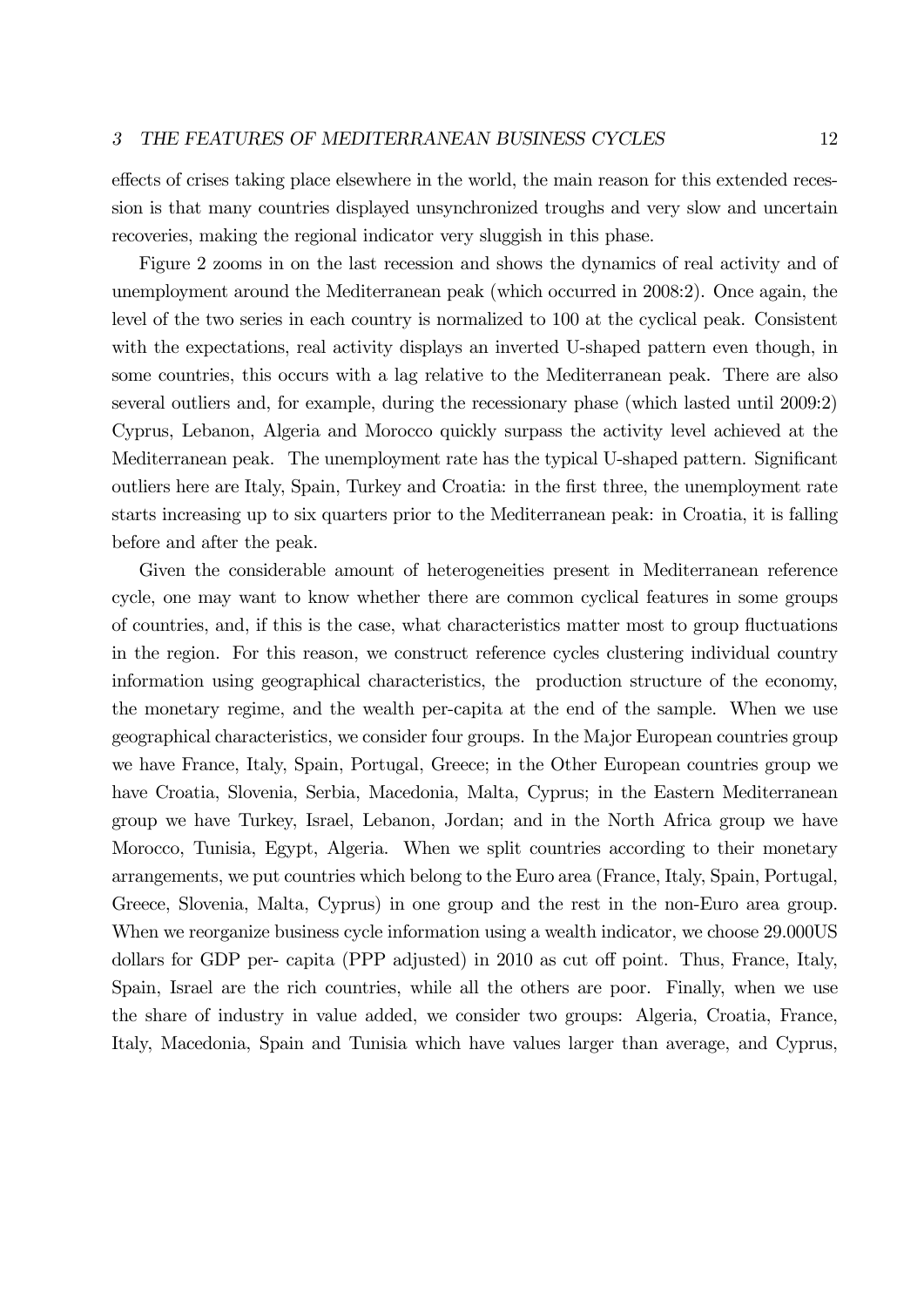effects of crises taking place elsewhere in the world, the main reason for this extended recession is that many countries displayed unsynchronized troughs and very slow and uncertain recoveries, making the regional indicator very sluggish in this phase.

Figure 2 zooms in on the last recession and shows the dynamics of real activity and of unemployment around the Mediterranean peak (which occurred in 2008:2). Once again, the level of the two series in each country is normalized to 100 at the cyclical peak. Consistent with the expectations, real activity displays an inverted U-shaped pattern even though, in some countries, this occurs with a lag relative to the Mediterranean peak. There are also several outliers and, for example, during the recessionary phase (which lasted until 2009:2) Cyprus, Lebanon, Algeria and Morocco quickly surpass the activity level achieved at the Mediterranean peak. The unemployment rate has the typical U-shaped pattern. Significant outliers here are Italy, Spain, Turkey and Croatia: in the first three, the unemployment rate starts increasing up to six quarters prior to the Mediterranean peak: in Croatia, it is falling before and after the peak.

Given the considerable amount of heterogeneities present in Mediterranean reference cycle, one may want to know whether there are common cyclical features in some groups of countries, and, if this is the case, what characteristics matter most to group fluctuations in the region. For this reason, we construct reference cycles clustering individual country information using geographical characteristics, the production structure of the economy, the monetary regime, and the wealth per-capita at the end of the sample. When we use geographical characteristics, we consider four groups. In the Major European countries group we have France, Italy, Spain, Portugal, Greece; in the Other European countries group we have Croatia, Slovenia, Serbia, Macedonia, Malta, Cyprus; in the Eastern Mediterranean group we have Turkey, Israel, Lebanon, Jordan; and in the North Africa group we have Morocco, Tunisia, Egypt, Algeria. When we split countries according to their monetary arrangements, we put countries which belong to the Euro area (France, Italy, Spain, Portugal, Greece, Slovenia, Malta, Cyprus) in one group and the rest in the non-Euro area group. When we reorganize business cycle information using a wealth indicator, we choose 29.000US dollars for GDP per- capita (PPP adjusted) in 2010 as cut off point. Thus, France, Italy, Spain, Israel are the rich countries, while all the others are poor. Finally, when we use the share of industry in value added, we consider two groups: Algeria, Croatia, France, Italy, Macedonia, Spain and Tunisia which have values larger than average, and Cyprus,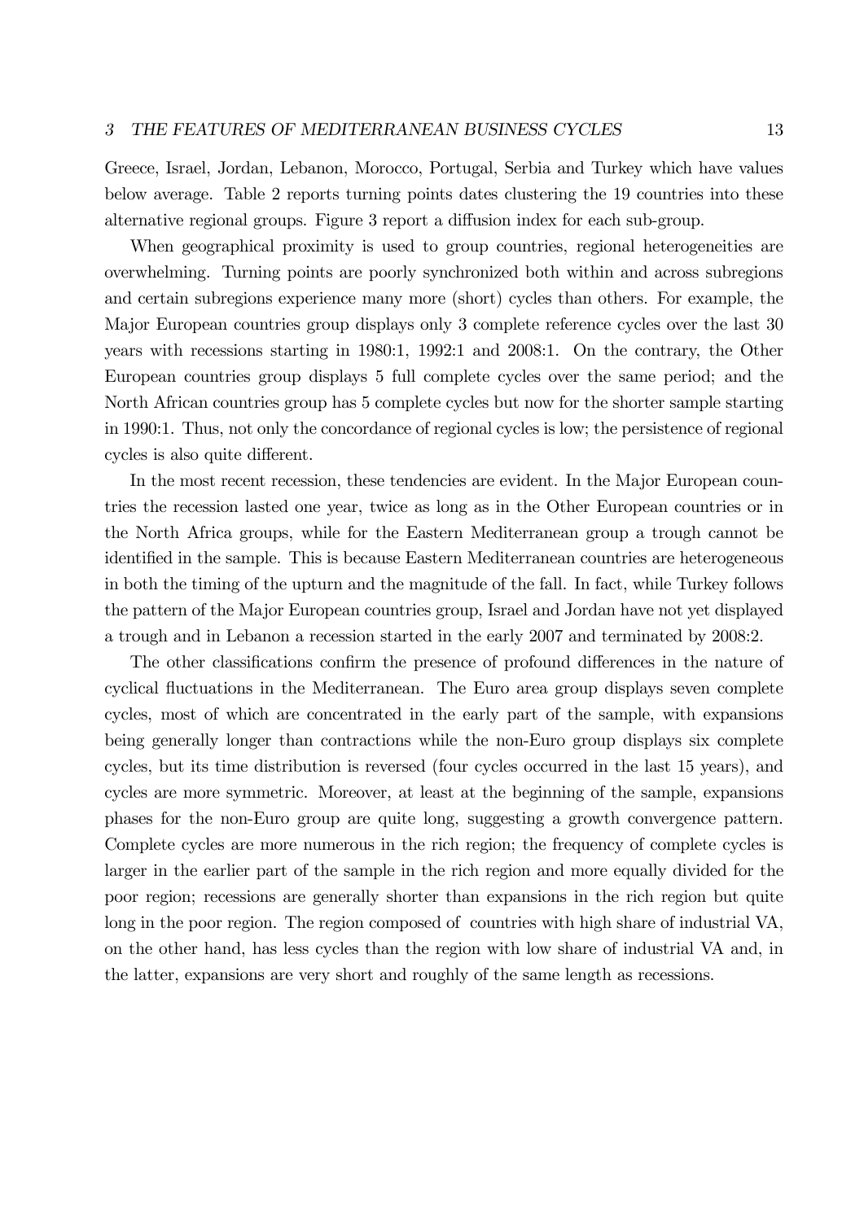Greece, Israel, Jordan, Lebanon, Morocco, Portugal, Serbia and Turkey which have values below average. Table 2 reports turning points dates clustering the 19 countries into these alternative regional groups. Figure 3 report a diffusion index for each sub-group.

When geographical proximity is used to group countries, regional heterogeneities are overwhelming. Turning points are poorly synchronized both within and across subregions and certain subregions experience many more (short) cycles than others. For example, the Major European countries group displays only 3 complete reference cycles over the last 30 years with recessions starting in 1980:1, 1992:1 and 2008:1. On the contrary, the Other European countries group displays 5 full complete cycles over the same period; and the North African countries group has 5 complete cycles but now for the shorter sample starting in 1990:1. Thus, not only the concordance of regional cycles is low; the persistence of regional cycles is also quite different.

In the most recent recession, these tendencies are evident. In the Major European countries the recession lasted one year, twice as long as in the Other European countries or in the North Africa groups, while for the Eastern Mediterranean group a trough cannot be identified in the sample. This is because Eastern Mediterranean countries are heterogeneous in both the timing of the upturn and the magnitude of the fall. In fact, while Turkey follows the pattern of the Major European countries group, Israel and Jordan have not yet displayed a trough and in Lebanon a recession started in the early 2007 and terminated by 2008:2.

The other classifications confirm the presence of profound differences in the nature of cyclical fluctuations in the Mediterranean. The Euro area group displays seven complete cycles, most of which are concentrated in the early part of the sample, with expansions being generally longer than contractions while the non-Euro group displays six complete cycles, but its time distribution is reversed (four cycles occurred in the last 15 years), and cycles are more symmetric. Moreover, at least at the beginning of the sample, expansions phases for the non-Euro group are quite long, suggesting a growth convergence pattern. Complete cycles are more numerous in the rich region; the frequency of complete cycles is larger in the earlier part of the sample in the rich region and more equally divided for the poor region; recessions are generally shorter than expansions in the rich region but quite long in the poor region. The region composed of countries with high share of industrial VA, on the other hand, has less cycles than the region with low share of industrial VA and, in the latter, expansions are very short and roughly of the same length as recessions.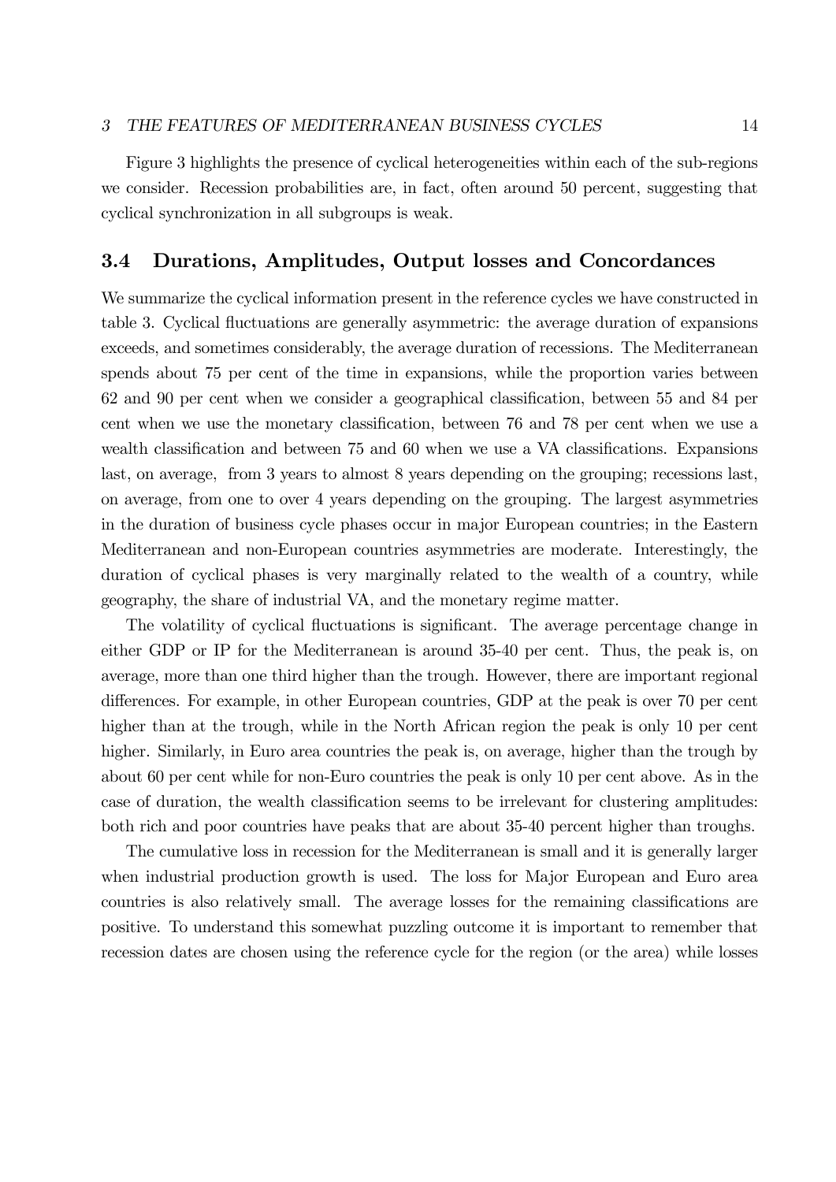Figure 3 highlights the presence of cyclical heterogeneities within each of the sub-regions we consider. Recession probabilities are, in fact, often around 50 percent, suggesting that cyclical synchronization in all subgroups is weak.

### 3.4 Durations, Amplitudes, Output losses and Concordances

We summarize the cyclical information present in the reference cycles we have constructed in table 3. Cyclical fluctuations are generally asymmetric: the average duration of expansions exceeds, and sometimes considerably, the average duration of recessions. The Mediterranean spends about 75 per cent of the time in expansions, while the proportion varies between 62 and 90 per cent when we consider a geographical classification, between 55 and 84 per cent when we use the monetary classification, between 76 and 78 per cent when we use a wealth classification and between 75 and 60 when we use a VA classifications. Expansions last, on average, from 3 years to almost 8 years depending on the grouping; recessions last, on average, from one to over 4 years depending on the grouping. The largest asymmetries in the duration of business cycle phases occur in major European countries; in the Eastern Mediterranean and non-European countries asymmetries are moderate. Interestingly, the duration of cyclical phases is very marginally related to the wealth of a country, while geography, the share of industrial VA, and the monetary regime matter.

The volatility of cyclical fluctuations is significant. The average percentage change in either GDP or IP for the Mediterranean is around 35-40 per cent. Thus, the peak is, on average, more than one third higher than the trough. However, there are important regional differences. For example, in other European countries, GDP at the peak is over 70 per cent higher than at the trough, while in the North African region the peak is only 10 per cent higher. Similarly, in Euro area countries the peak is, on average, higher than the trough by about 60 per cent while for non-Euro countries the peak is only 10 per cent above. As in the case of duration, the wealth classification seems to be irrelevant for clustering amplitudes: both rich and poor countries have peaks that are about 35-40 percent higher than troughs.

The cumulative loss in recession for the Mediterranean is small and it is generally larger when industrial production growth is used. The loss for Major European and Euro area countries is also relatively small. The average losses for the remaining classifications are positive. To understand this somewhat puzzling outcome it is important to remember that recession dates are chosen using the reference cycle for the region (or the area) while losses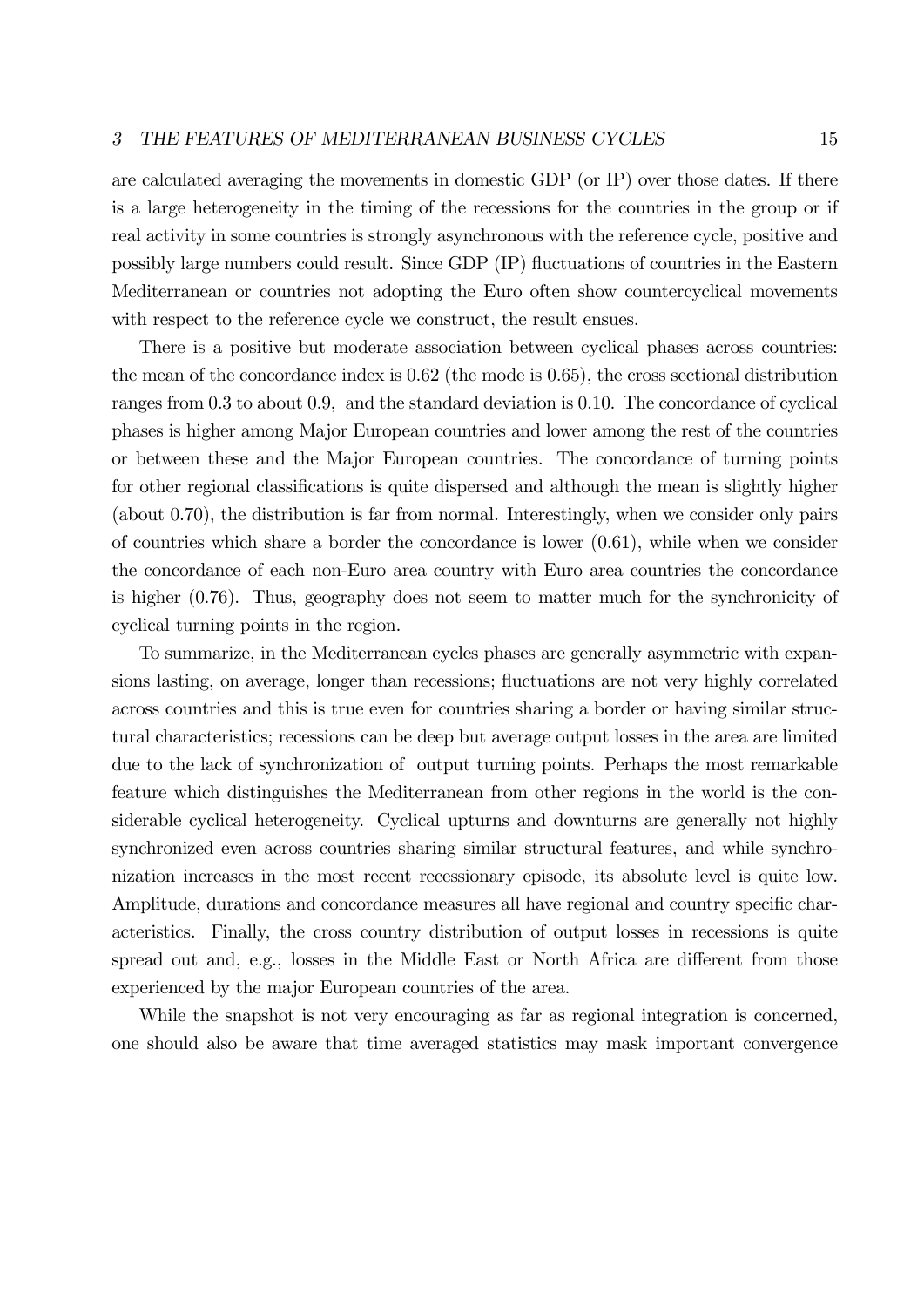are calculated averaging the movements in domestic GDP (or IP) over those dates. If there is a large heterogeneity in the timing of the recessions for the countries in the group or if real activity in some countries is strongly asynchronous with the reference cycle, positive and possibly large numbers could result. Since GDP (IP) fluctuations of countries in the Eastern Mediterranean or countries not adopting the Euro often show countercyclical movements with respect to the reference cycle we construct, the result ensues.

There is a positive but moderate association between cyclical phases across countries: the mean of the concordance index is 0.62 (the mode is 0.65), the cross sectional distribution ranges from 0.3 to about 0.9, and the standard deviation is 0.10. The concordance of cyclical phases is higher among Major European countries and lower among the rest of the countries or between these and the Major European countries. The concordance of turning points for other regional classifications is quite dispersed and although the mean is slightly higher (about 0.70), the distribution is far from normal. Interestingly, when we consider only pairs of countries which share a border the concordance is lower (0.61), while when we consider the concordance of each non-Euro area country with Euro area countries the concordance is higher (0.76). Thus, geography does not seem to matter much for the synchronicity of cyclical turning points in the region.

To summarize, in the Mediterranean cycles phases are generally asymmetric with expansions lasting, on average, longer than recessions; fluctuations are not very highly correlated across countries and this is true even for countries sharing a border or having similar structural characteristics; recessions can be deep but average output losses in the area are limited due to the lack of synchronization of output turning points. Perhaps the most remarkable feature which distinguishes the Mediterranean from other regions in the world is the considerable cyclical heterogeneity. Cyclical upturns and downturns are generally not highly synchronized even across countries sharing similar structural features, and while synchronization increases in the most recent recessionary episode, its absolute level is quite low. Amplitude, durations and concordance measures all have regional and country specific characteristics. Finally, the cross country distribution of output losses in recessions is quite spread out and, e.g., losses in the Middle East or North Africa are different from those experienced by the major European countries of the area.

While the snapshot is not very encouraging as far as regional integration is concerned, one should also be aware that time averaged statistics may mask important convergence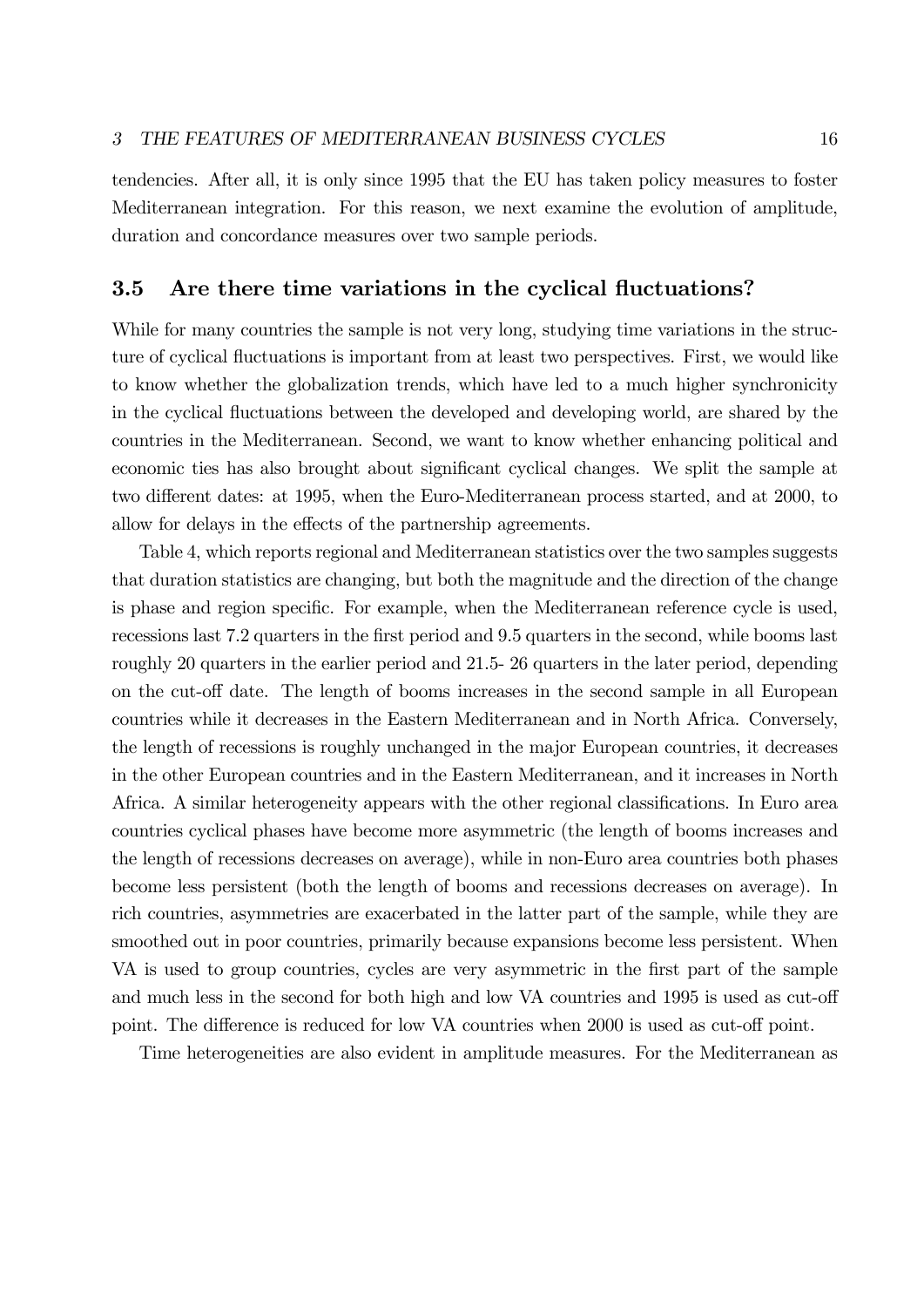tendencies. After all, it is only since 1995 that the EU has taken policy measures to foster Mediterranean integration. For this reason, we next examine the evolution of amplitude, duration and concordance measures over two sample periods.

### 3.5 Are there time variations in the cyclical fluctuations?

While for many countries the sample is not very long, studying time variations in the structure of cyclical fluctuations is important from at least two perspectives. First, we would like to know whether the globalization trends, which have led to a much higher synchronicity in the cyclical fluctuations between the developed and developing world, are shared by the countries in the Mediterranean. Second, we want to know whether enhancing political and economic ties has also brought about significant cyclical changes. We split the sample at two different dates: at 1995, when the Euro-Mediterranean process started, and at 2000, to allow for delays in the effects of the partnership agreements.

Table 4, which reports regional and Mediterranean statistics over the two samples suggests that duration statistics are changing, but both the magnitude and the direction of the change is phase and region specific. For example, when the Mediterranean reference cycle is used, recessions last 7.2 quarters in the first period and 9.5 quarters in the second, while booms last roughly 20 quarters in the earlier period and 21.5- 26 quarters in the later period, depending on the cut-off date. The length of booms increases in the second sample in all European countries while it decreases in the Eastern Mediterranean and in North Africa. Conversely, the length of recessions is roughly unchanged in the major European countries, it decreases in the other European countries and in the Eastern Mediterranean, and it increases in North Africa. A similar heterogeneity appears with the other regional classifications. In Euro area countries cyclical phases have become more asymmetric (the length of booms increases and the length of recessions decreases on average), while in non-Euro area countries both phases become less persistent (both the length of booms and recessions decreases on average). In rich countries, asymmetries are exacerbated in the latter part of the sample, while they are smoothed out in poor countries, primarily because expansions become less persistent. When VA is used to group countries, cycles are very asymmetric in the first part of the sample and much less in the second for both high and low VA countries and 1995 is used as cut-off point. The difference is reduced for low VA countries when 2000 is used as cut-off point.

Time heterogeneities are also evident in amplitude measures. For the Mediterranean as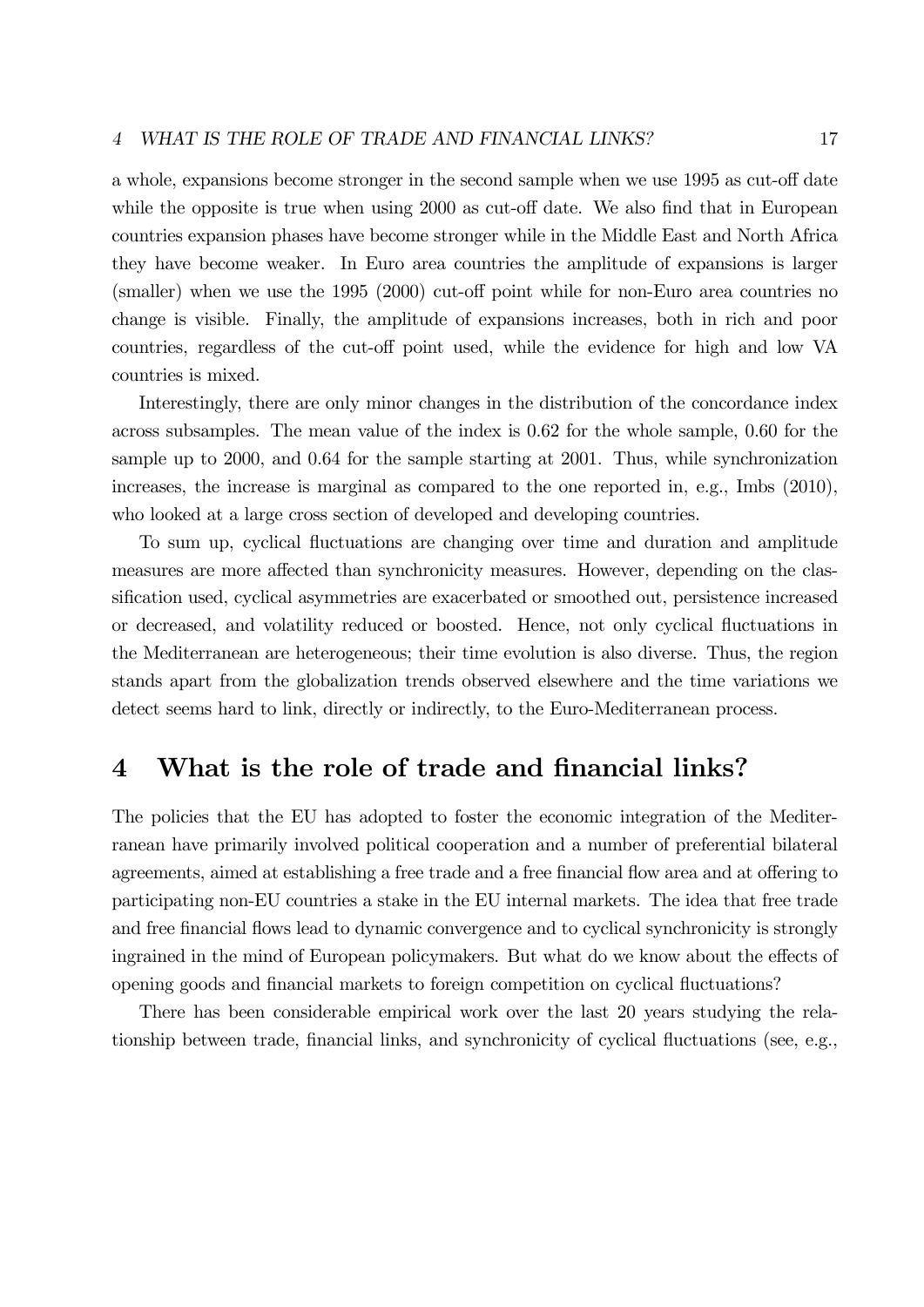a whole, expansions become stronger in the second sample when we use 1995 as cut-off date while the opposite is true when using 2000 as cut-off date. We also find that in European countries expansion phases have become stronger while in the Middle East and North Africa they have become weaker. In Euro area countries the amplitude of expansions is larger (smaller) when we use the 1995 (2000) cut-off point while for non-Euro area countries no change is visible. Finally, the amplitude of expansions increases, both in rich and poor countries, regardless of the cut-off point used, while the evidence for high and low VA countries is mixed.

Interestingly, there are only minor changes in the distribution of the concordance index across subsamples. The mean value of the index is 0.62 for the whole sample, 0.60 for the sample up to 2000, and 0.64 for the sample starting at 2001. Thus, while synchronization increases, the increase is marginal as compared to the one reported in, e.g., Imbs (2010), who looked at a large cross section of developed and developing countries.

To sum up, cyclical fluctuations are changing over time and duration and amplitude measures are more affected than synchronicity measures. However, depending on the classification used, cyclical asymmetries are exacerbated or smoothed out, persistence increased or decreased, and volatility reduced or boosted. Hence, not only cyclical fluctuations in the Mediterranean are heterogeneous; their time evolution is also diverse. Thus, the region stands apart from the globalization trends observed elsewhere and the time variations we detect seems hard to link, directly or indirectly, to the Euro-Mediterranean process.

# 4 What is the role of trade and financial links?

The policies that the EU has adopted to foster the economic integration of the Mediterranean have primarily involved political cooperation and a number of preferential bilateral agreements, aimed at establishing a free trade and a free financial flow area and at offering to participating non-EU countries a stake in the EU internal markets. The idea that free trade and free financial flows lead to dynamic convergence and to cyclical synchronicity is strongly ingrained in the mind of European policymakers. But what do we know about the effects of opening goods and financial markets to foreign competition on cyclical fluctuations?

There has been considerable empirical work over the last 20 years studying the relationship between trade, financial links, and synchronicity of cyclical fluctuations (see, e.g.,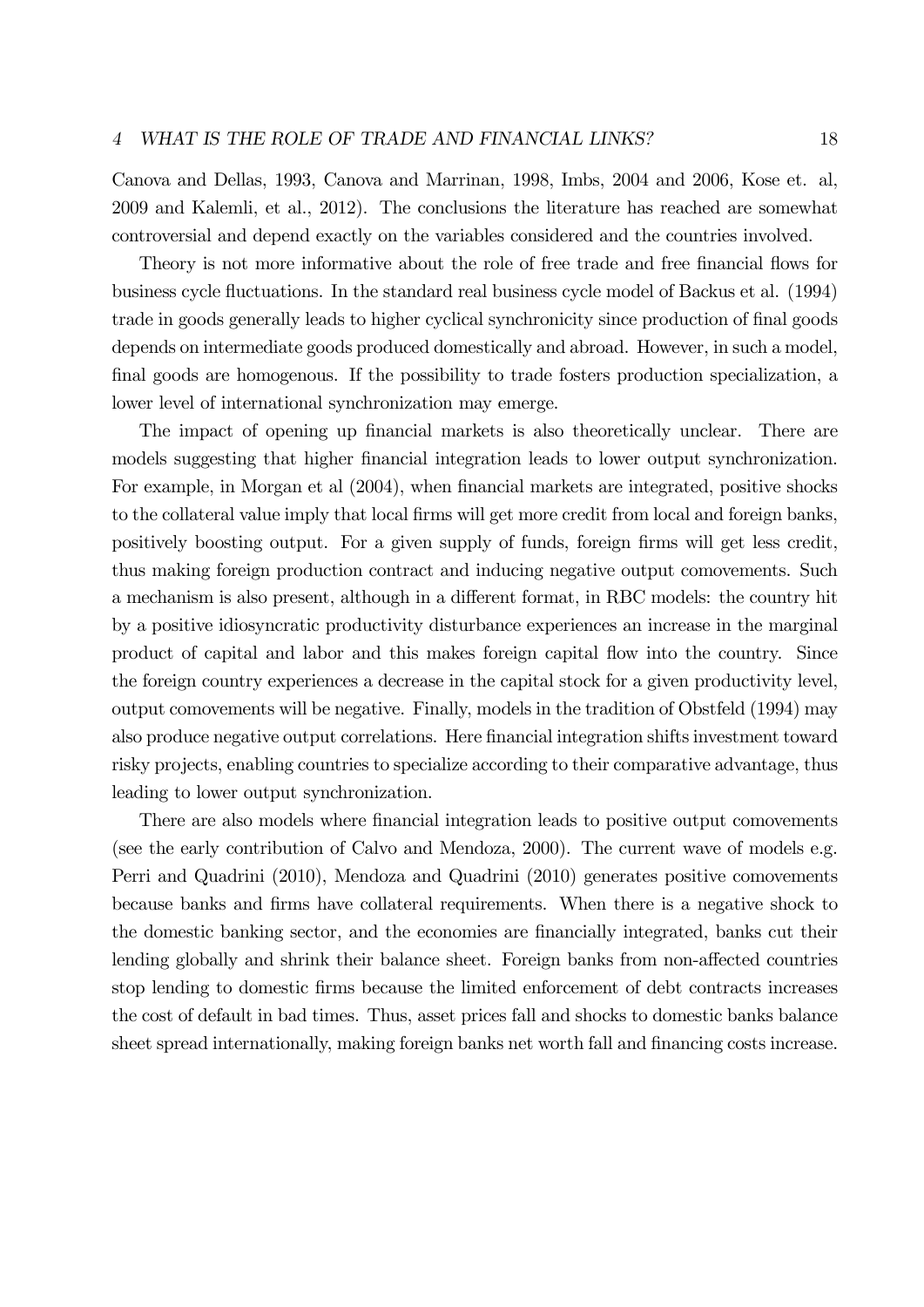Canova and Dellas, 1993, Canova and Marrinan, 1998, Imbs, 2004 and 2006, Kose et. al, 2009 and Kalemli, et al., 2012). The conclusions the literature has reached are somewhat controversial and depend exactly on the variables considered and the countries involved.

Theory is not more informative about the role of free trade and free financial flows for business cycle fluctuations. In the standard real business cycle model of Backus et al. (1994) trade in goods generally leads to higher cyclical synchronicity since production of final goods depends on intermediate goods produced domestically and abroad. However, in such a model, final goods are homogenous. If the possibility to trade fosters production specialization, a lower level of international synchronization may emerge.

The impact of opening up financial markets is also theoretically unclear. There are models suggesting that higher financial integration leads to lower output synchronization. For example, in Morgan et al (2004), when financial markets are integrated, positive shocks to the collateral value imply that local firms will get more credit from local and foreign banks, positively boosting output. For a given supply of funds, foreign firms will get less credit, thus making foreign production contract and inducing negative output comovements. Such a mechanism is also present, although in a different format, in RBC models: the country hit by a positive idiosyncratic productivity disturbance experiences an increase in the marginal product of capital and labor and this makes foreign capital flow into the country. Since the foreign country experiences a decrease in the capital stock for a given productivity level, output comovements will be negative. Finally, models in the tradition of Obstfeld (1994) may also produce negative output correlations. Here financial integration shifts investment toward risky projects, enabling countries to specialize according to their comparative advantage, thus leading to lower output synchronization.

There are also models where financial integration leads to positive output comovements (see the early contribution of Calvo and Mendoza, 2000). The current wave of models e.g. Perri and Quadrini (2010), Mendoza and Quadrini (2010) generates positive comovements because banks and firms have collateral requirements. When there is a negative shock to the domestic banking sector, and the economies are financially integrated, banks cut their lending globally and shrink their balance sheet. Foreign banks from non-affected countries stop lending to domestic firms because the limited enforcement of debt contracts increases the cost of default in bad times. Thus, asset prices fall and shocks to domestic banks balance sheet spread internationally, making foreign banks net worth fall and financing costs increase.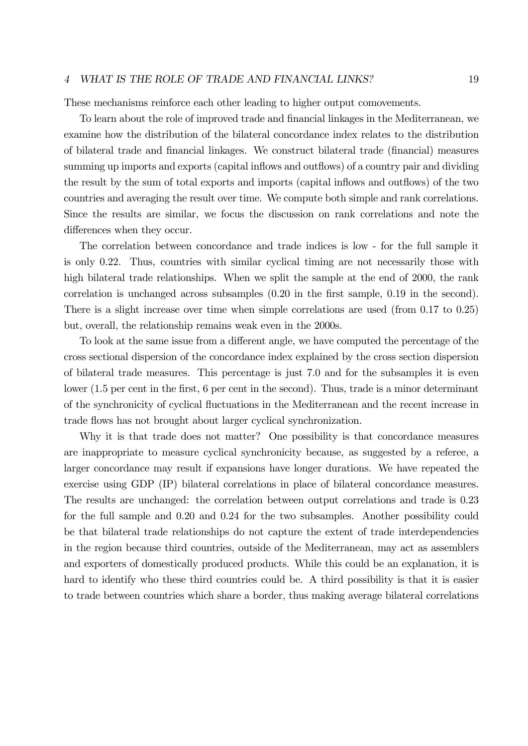These mechanisms reinforce each other leading to higher output comovements.

To learn about the role of improved trade and financial linkages in the Mediterranean, we examine how the distribution of the bilateral concordance index relates to the distribution of bilateral trade and financial linkages. We construct bilateral trade (financial) measures summing up imports and exports (capital inflows and outflows) of a country pair and dividing the result by the sum of total exports and imports (capital inflows and outflows) of the two countries and averaging the result over time. We compute both simple and rank correlations. Since the results are similar, we focus the discussion on rank correlations and note the differences when they occur.

The correlation between concordance and trade indices is low - for the full sample it is only 0.22. Thus, countries with similar cyclical timing are not necessarily those with high bilateral trade relationships. When we split the sample at the end of 2000, the rank correlation is unchanged across subsamples (0.20 in the first sample, 0.19 in the second). There is a slight increase over time when simple correlations are used (from 0.17 to 0.25) but, overall, the relationship remains weak even in the 2000s.

To look at the same issue from a different angle, we have computed the percentage of the cross sectional dispersion of the concordance index explained by the cross section dispersion of bilateral trade measures. This percentage is just 7.0 and for the subsamples it is even lower (1.5 per cent in the first, 6 per cent in the second). Thus, trade is a minor determinant of the synchronicity of cyclical fluctuations in the Mediterranean and the recent increase in trade flows has not brought about larger cyclical synchronization.

Why it is that trade does not matter? One possibility is that concordance measures are inappropriate to measure cyclical synchronicity because, as suggested by a referee, a larger concordance may result if expansions have longer durations. We have repeated the exercise using GDP (IP) bilateral correlations in place of bilateral concordance measures. The results are unchanged: the correlation between output correlations and trade is 0.23 for the full sample and 0.20 and 0.24 for the two subsamples. Another possibility could be that bilateral trade relationships do not capture the extent of trade interdependencies in the region because third countries, outside of the Mediterranean, may act as assemblers and exporters of domestically produced products. While this could be an explanation, it is hard to identify who these third countries could be. A third possibility is that it is easier to trade between countries which share a border, thus making average bilateral correlations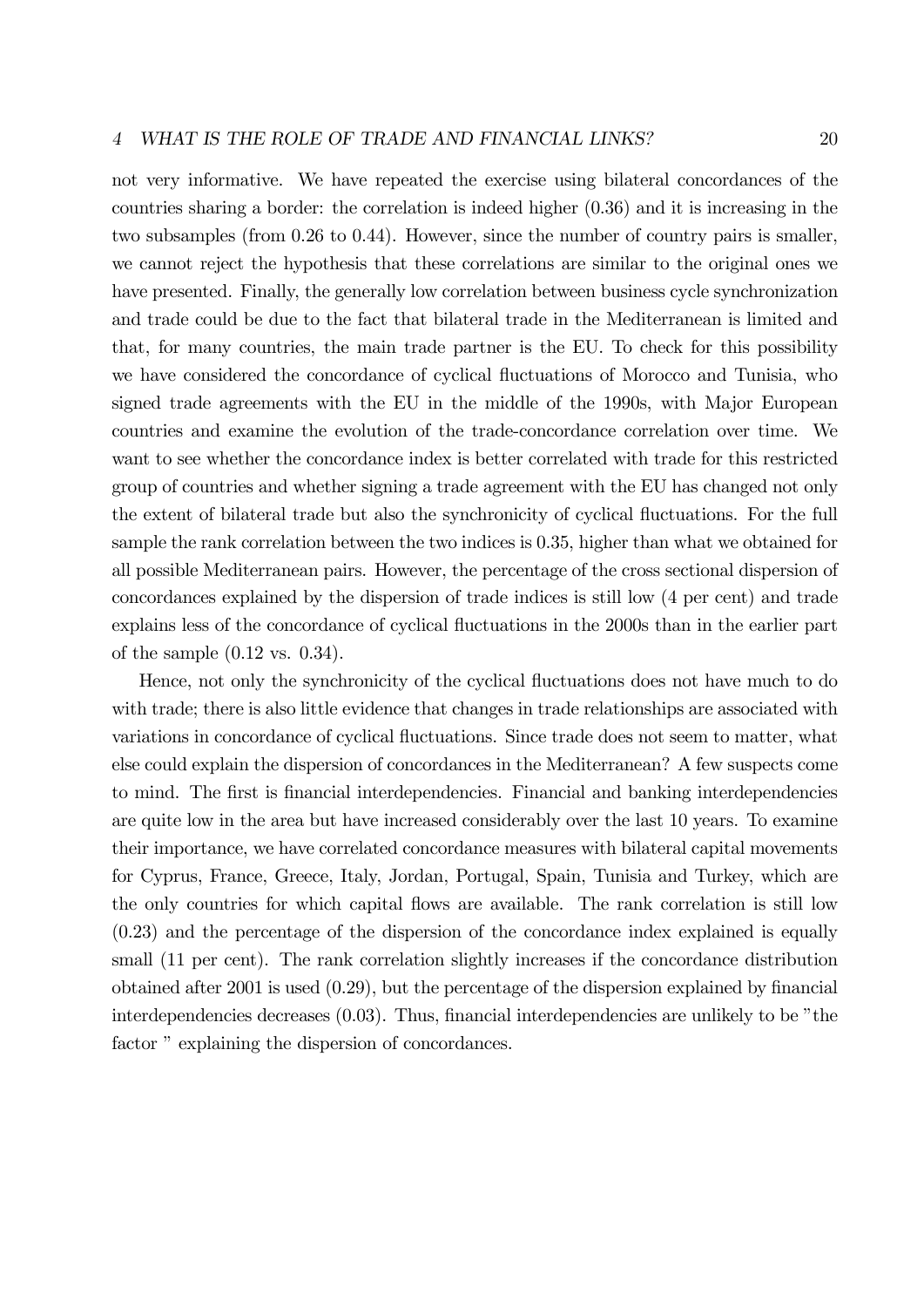not very informative. We have repeated the exercise using bilateral concordances of the countries sharing a border: the correlation is indeed higher (0.36) and it is increasing in the two subsamples (from 0.26 to 0.44). However, since the number of country pairs is smaller, we cannot reject the hypothesis that these correlations are similar to the original ones we have presented. Finally, the generally low correlation between business cycle synchronization and trade could be due to the fact that bilateral trade in the Mediterranean is limited and that, for many countries, the main trade partner is the EU. To check for this possibility we have considered the concordance of cyclical fluctuations of Morocco and Tunisia, who signed trade agreements with the EU in the middle of the 1990s, with Major European countries and examine the evolution of the trade-concordance correlation over time. We want to see whether the concordance index is better correlated with trade for this restricted group of countries and whether signing a trade agreement with the EU has changed not only the extent of bilateral trade but also the synchronicity of cyclical fluctuations. For the full sample the rank correlation between the two indices is 0.35, higher than what we obtained for all possible Mediterranean pairs. However, the percentage of the cross sectional dispersion of concordances explained by the dispersion of trade indices is still low (4 per cent) and trade explains less of the concordance of cyclical fluctuations in the 2000s than in the earlier part of the sample (0.12 vs. 0.34).

Hence, not only the synchronicity of the cyclical fluctuations does not have much to do with trade; there is also little evidence that changes in trade relationships are associated with variations in concordance of cyclical fluctuations. Since trade does not seem to matter, what else could explain the dispersion of concordances in the Mediterranean? A few suspects come to mind. The first is financial interdependencies. Financial and banking interdependencies are quite low in the area but have increased considerably over the last 10 years. To examine their importance, we have correlated concordance measures with bilateral capital movements for Cyprus, France, Greece, Italy, Jordan, Portugal, Spain, Tunisia and Turkey, which are the only countries for which capital flows are available. The rank correlation is still low (0.23) and the percentage of the dispersion of the concordance index explained is equally small (11 per cent). The rank correlation slightly increases if the concordance distribution obtained after 2001 is used (0.29), but the percentage of the dispersion explained by financial interdependencies decreases (0.03). Thus, financial interdependencies are unlikely to be "the factor " explaining the dispersion of concordances.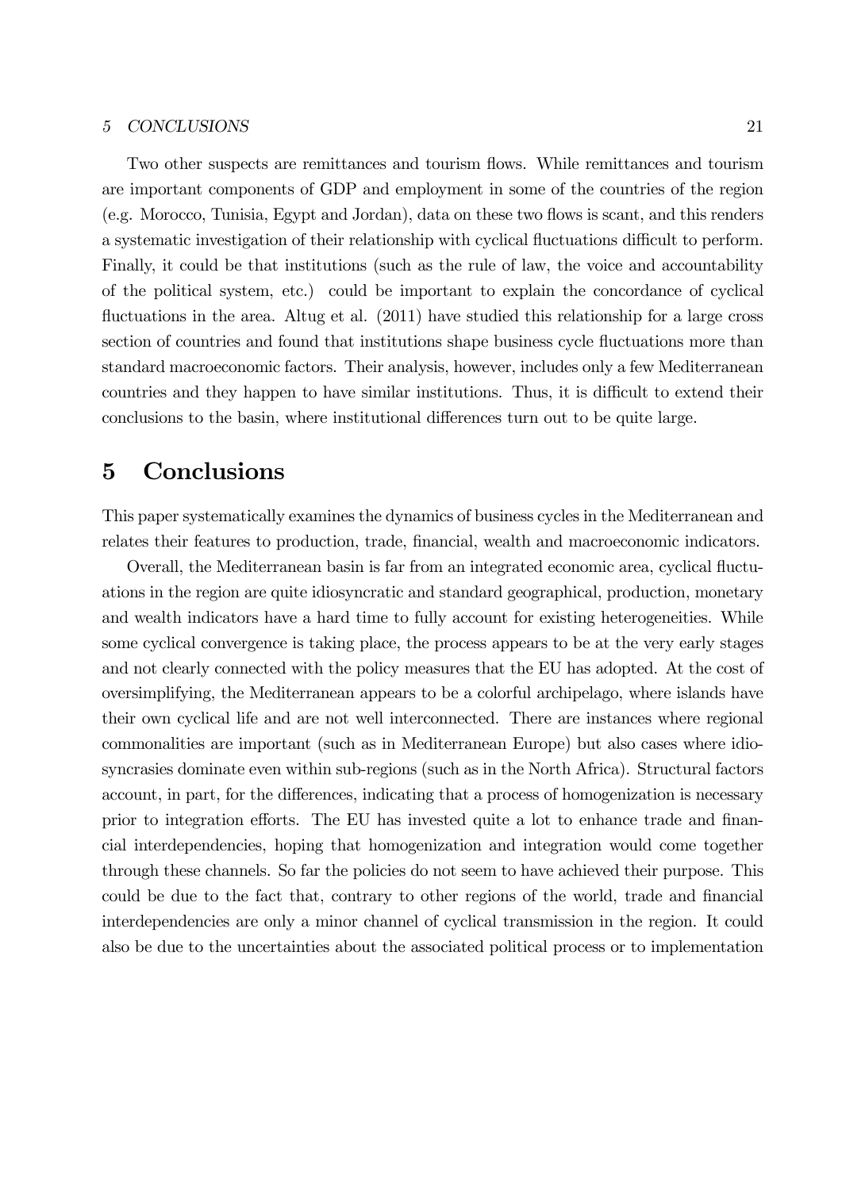Two other suspects are remittances and tourism flows. While remittances and tourism are important components of GDP and employment in some of the countries of the region (e.g. Morocco, Tunisia, Egypt and Jordan), data on these two flows is scant, and this renders a systematic investigation of their relationship with cyclical fluctuations difficult to perform. Finally, it could be that institutions (such as the rule of law, the voice and accountability of the political system, etc.) could be important to explain the concordance of cyclical fluctuations in the area. Altug et al. (2011) have studied this relationship for a large cross section of countries and found that institutions shape business cycle fluctuations more than standard macroeconomic factors. Their analysis, however, includes only a few Mediterranean countries and they happen to have similar institutions. Thus, it is difficult to extend their conclusions to the basin, where institutional differences turn out to be quite large.

# 5 Conclusions

This paper systematically examines the dynamics of business cycles in the Mediterranean and relates their features to production, trade, financial, wealth and macroeconomic indicators.

Overall, the Mediterranean basin is far from an integrated economic area, cyclical fluctuations in the region are quite idiosyncratic and standard geographical, production, monetary and wealth indicators have a hard time to fully account for existing heterogeneities. While some cyclical convergence is taking place, the process appears to be at the very early stages and not clearly connected with the policy measures that the EU has adopted. At the cost of oversimplifying, the Mediterranean appears to be a colorful archipelago, where islands have their own cyclical life and are not well interconnected. There are instances where regional commonalities are important (such as in Mediterranean Europe) but also cases where idiosyncrasies dominate even within sub-regions (such as in the North Africa). Structural factors account, in part, for the differences, indicating that a process of homogenization is necessary prior to integration efforts. The EU has invested quite a lot to enhance trade and financial interdependencies, hoping that homogenization and integration would come together through these channels. So far the policies do not seem to have achieved their purpose. This could be due to the fact that, contrary to other regions of the world, trade and financial interdependencies are only a minor channel of cyclical transmission in the region. It could also be due to the uncertainties about the associated political process or to implementation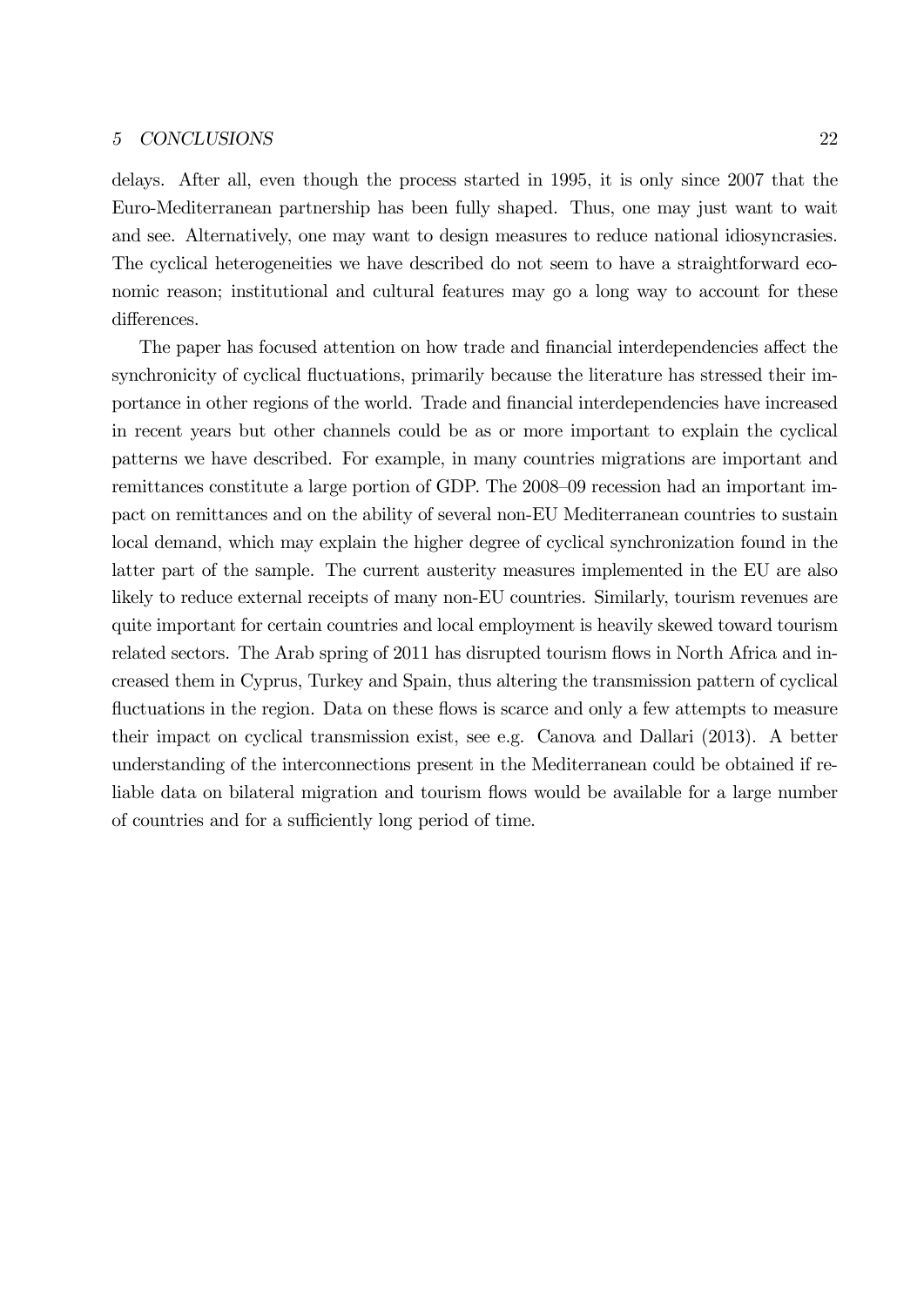delays. After all, even though the process started in 1995, it is only since 2007 that the Euro-Mediterranean partnership has been fully shaped. Thus, one may just want to wait and see. Alternatively, one may want to design measures to reduce national idiosyncrasies. The cyclical heterogeneities we have described do not seem to have a straightforward economic reason; institutional and cultural features may go a long way to account for these differences.

The paper has focused attention on how trade and financial interdependencies affect the synchronicity of cyclical fluctuations, primarily because the literature has stressed their importance in other regions of the world. Trade and financial interdependencies have increased in recent years but other channels could be as or more important to explain the cyclical patterns we have described. For example, in many countries migrations are important and remittances constitute a large portion of GDP. The 2008–09 recession had an important impact on remittances and on the ability of several non-EU Mediterranean countries to sustain local demand, which may explain the higher degree of cyclical synchronization found in the latter part of the sample. The current austerity measures implemented in the EU are also likely to reduce external receipts of many non-EU countries. Similarly, tourism revenues are quite important for certain countries and local employment is heavily skewed toward tourism related sectors. The Arab spring of 2011 has disrupted tourism flows in North Africa and increased them in Cyprus, Turkey and Spain, thus altering the transmission pattern of cyclical fluctuations in the region. Data on these flows is scarce and only a few attempts to measure their impact on cyclical transmission exist, see e.g. Canova and Dallari (2013). A better understanding of the interconnections present in the Mediterranean could be obtained if reliable data on bilateral migration and tourism flows would be available for a large number of countries and for a sufficiently long period of time.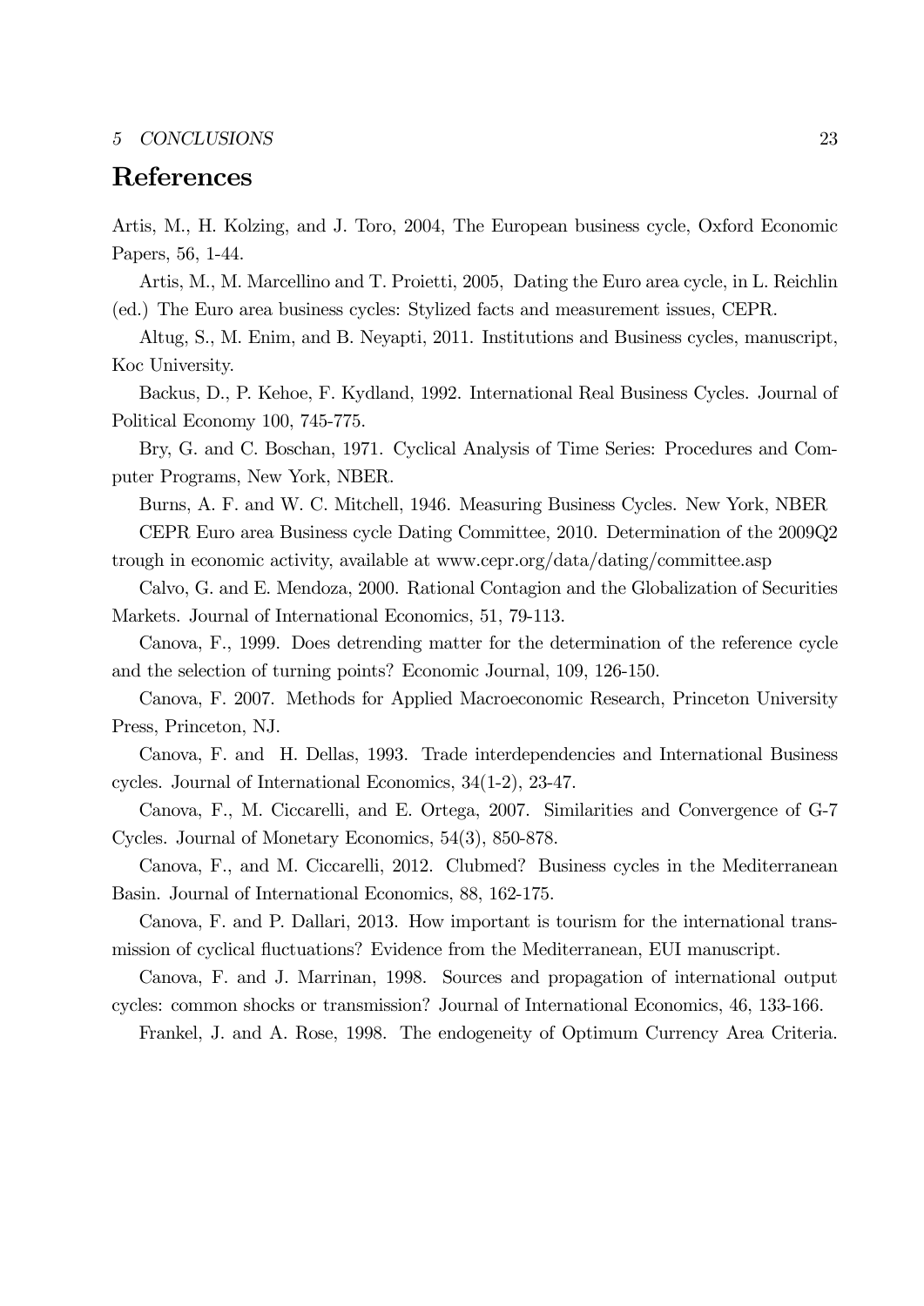## References

Artis, M., H. Kolzing, and J. Toro, 2004, The European business cycle, Oxford Economic Papers, 56, 1-44.

Artis, M., M. Marcellino and T. Proietti, 2005, Dating the Euro area cycle, in L. Reichlin (ed.) The Euro area business cycles: Stylized facts and measurement issues, CEPR.

Altug, S., M. Enim, and B. Neyapti, 2011. Institutions and Business cycles, manuscript, Koc University.

Backus, D., P. Kehoe, F. Kydland, 1992. International Real Business Cycles. Journal of Political Economy 100, 745-775.

Bry, G. and C. Boschan, 1971. Cyclical Analysis of Time Series: Procedures and Computer Programs, New York, NBER.

Burns, A. F. and W. C. Mitchell, 1946. Measuring Business Cycles. New York, NBER

CEPR Euro area Business cycle Dating Committee, 2010. Determination of the 2009Q2 trough in economic activity, available at www.cepr.org/data/dating/committee.asp

Calvo, G. and E. Mendoza, 2000. Rational Contagion and the Globalization of Securities Markets. Journal of International Economics, 51, 79-113.

Canova, F., 1999. Does detrending matter for the determination of the reference cycle and the selection of turning points? Economic Journal, 109, 126-150.

Canova, F. 2007. Methods for Applied Macroeconomic Research, Princeton University Press, Princeton, NJ.

Canova, F. and H. Dellas, 1993. Trade interdependencies and International Business cycles. Journal of International Economics, 34(1-2), 23-47.

Canova, F., M. Ciccarelli, and E. Ortega, 2007. Similarities and Convergence of G-7 Cycles. Journal of Monetary Economics, 54(3), 850-878.

Canova, F., and M. Ciccarelli, 2012. Clubmed? Business cycles in the Mediterranean Basin. Journal of International Economics, 88, 162-175.

Canova, F. and P. Dallari, 2013. How important is tourism for the international transmission of cyclical fluctuations? Evidence from the Mediterranean, EUI manuscript.

Canova, F. and J. Marrinan, 1998. Sources and propagation of international output cycles: common shocks or transmission? Journal of International Economics, 46, 133-166.

Frankel, J. and A. Rose, 1998. The endogeneity of Optimum Currency Area Criteria.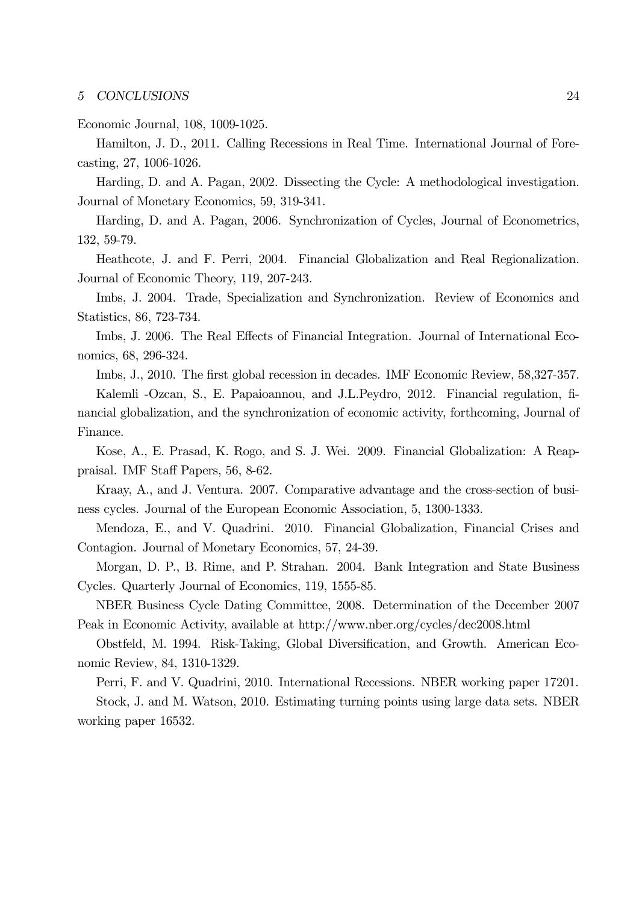Economic Journal, 108, 1009-1025.

Hamilton, J. D., 2011. Calling Recessions in Real Time. International Journal of Forecasting, 27, 1006-1026.

Harding, D. and A. Pagan, 2002. Dissecting the Cycle: A methodological investigation. Journal of Monetary Economics, 59, 319-341.

Harding, D. and A. Pagan, 2006. Synchronization of Cycles, Journal of Econometrics, 132, 59-79.

Heathcote, J. and F. Perri, 2004. Financial Globalization and Real Regionalization. Journal of Economic Theory, 119, 207-243.

Imbs, J. 2004. Trade, Specialization and Synchronization. Review of Economics and Statistics, 86, 723-734.

Imbs, J. 2006. The Real Effects of Financial Integration. Journal of International Economics, 68, 296-324.

Imbs, J., 2010. The first global recession in decades. IMF Economic Review, 58,327-357.

Kalemli -Ozcan, S., E. Papaioannou, and J.L.Peydro, 2012. Financial regulation, financial globalization, and the synchronization of economic activity, forthcoming, Journal of Finance.

Kose, A., E. Prasad, K. Rogo, and S. J. Wei. 2009. Financial Globalization: A Reappraisal. IMF Staff Papers, 56, 8-62.

Kraay, A., and J. Ventura. 2007. Comparative advantage and the cross-section of business cycles. Journal of the European Economic Association, 5, 1300-1333.

Mendoza, E., and V. Quadrini. 2010. Financial Globalization, Financial Crises and Contagion. Journal of Monetary Economics, 57, 24-39.

Morgan, D. P., B. Rime, and P. Strahan. 2004. Bank Integration and State Business Cycles. Quarterly Journal of Economics, 119, 1555-85.

NBER Business Cycle Dating Committee, 2008. Determination of the December 2007 Peak in Economic Activity, available at http://www.nber.org/cycles/dec2008.html

Obstfeld, M. 1994. Risk-Taking, Global Diversification, and Growth. American Economic Review, 84, 1310-1329.

Perri, F. and V. Quadrini, 2010. International Recessions. NBER working paper 17201.

Stock, J. and M. Watson, 2010. Estimating turning points using large data sets. NBER working paper 16532.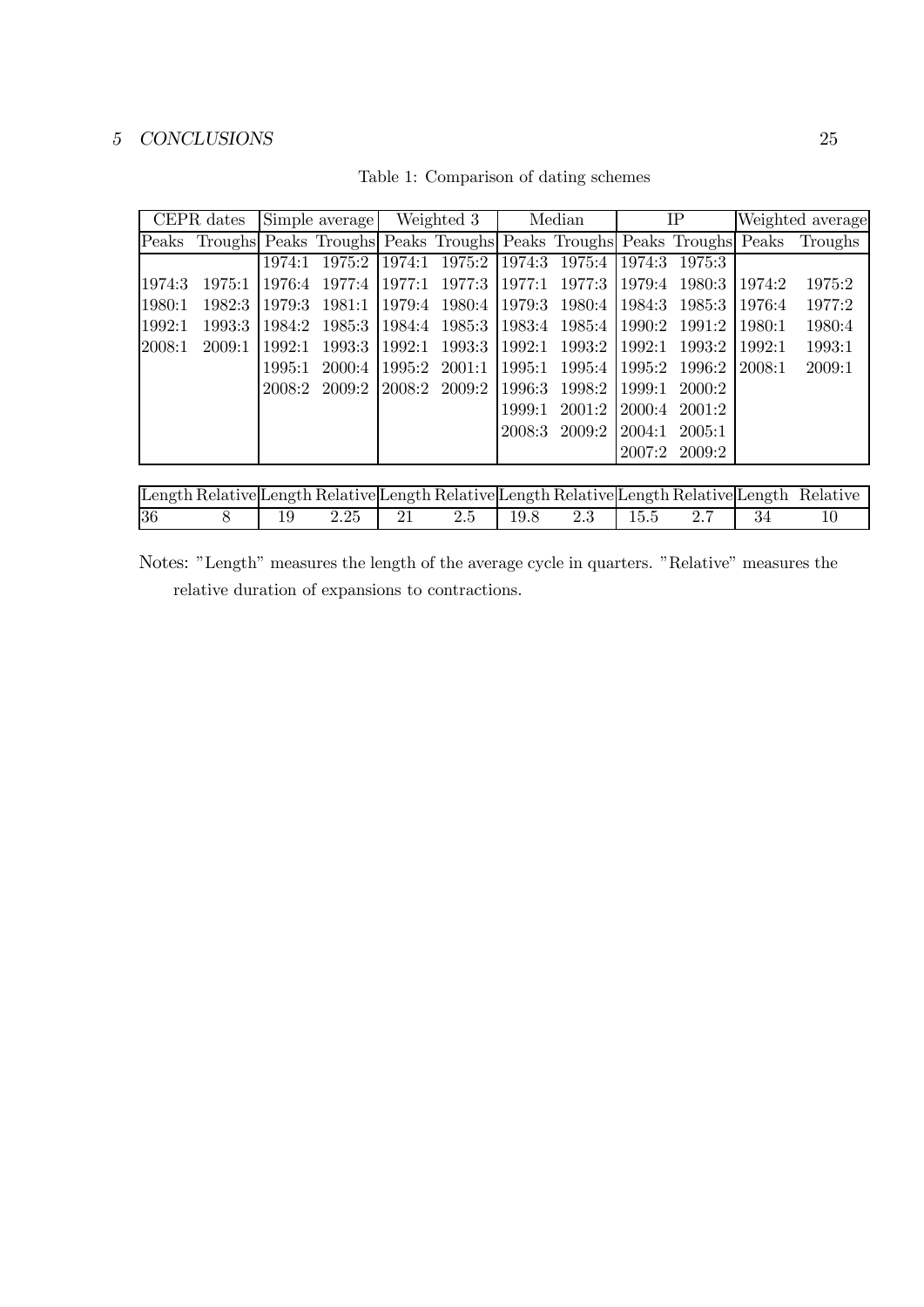Table 1: Comparison of dating schemes

| CEPR dates | | Simple average | | Weighted 3 | | Median | | IP | | Weighted average | |
|---|---|---|---|---|---|---|---|---|---|---|---|
| Peaks | Troughs | Peaks | Troughs | Peaks | Troughs | Peaks | Troughs | Peaks | Troughs | Peaks | Troughs |
| | | 1974:1 | 1975:2 | 1974:1 | 1975:2 | 1974:3 | 1975:4 | 1974:3 | 1975:3 | | |
| 1974:3 | 1975:1 | 1976:4 | 1977:4 | 1977:1 | 1977:3 | 1977:1 | 1977:3 | 1979:4 | 1980:3 | 1974:2 | 1975:2 |
| 1980:1 | 1982:3 | 1979:3 | 1981:1 | 1979:4 | 1980:4 | 1979:3 | 1980:4 | 1984:3 | 1985:3 | 1976:4 | 1977:2 |
| 1992:1 | 1993:3 | 1984:2 | 1985:3 | 1984:4 | 1985:3 | 1983:4 | 1985:4 | 1990:2 | 1991:2 | 1980:1 | 1980:4 |
| 2008:1 | 2009:1 | 1992:1 | 1993:3 | 1992:1 | 1993:3 | 1992:1 | 1993:2 | 1992:1 | 1993:2 | 1992:1 | 1993:1 |
| | | 1995:1 | 2000:4 | 1995:2 | 2001:1 | 1995:1 | 1995:4 | 1995:2 | 1996:2 | 2008:1 | 2009:1 |
| | | 2008:2 | 2009:2 | 2008:2 | 2009:2 | 1996:3 | 1998:2 | 1999:1 | 2000:2 | | |
| | | | | | | 1999:1 | 2001:2 | 2000:4 | 2001:2 | | |
| | | | | | | 2008:3 | 2009:2 | 2004:1 | 2005:1 | | |
| | | | | | | | | 2007:2 | 2009:2 | | |
| Length | Relative | Length | Relative | Length | Relative | Length | Relative | Length | Relative | Length | Relative |
| 36 | 8 | 19 | 2.25 | 21 | 2.5 | 19.8 | 2.3 | 15.5 | 2.7 | 34 | 10 |

Notes: "Length" measures the length of the average cycle in quarters. "Relative" measures the relative duration of expansions to contractions.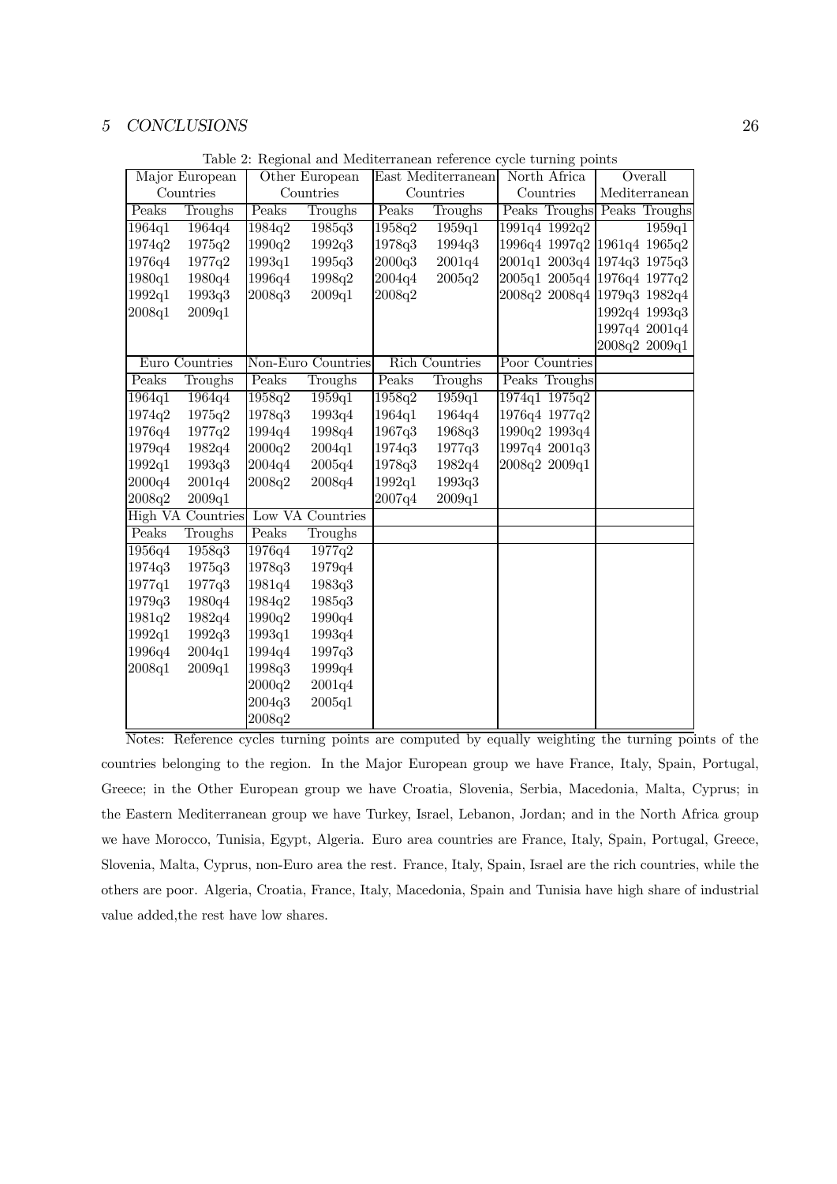Table 2: Regional and Mediterranean reference cycle turning points

| Major European Countries | | Other European Countries | | East Mediterranean Countries | | North Africa Countries | | Overall Mediterranean | |
|---|---|---|---|---|---|---|---|---|---|
| Peaks | Troughs | Peaks | Troughs | Peaks | Troughs | Peaks | Troughs | Peaks | Troughs |
| 1964q1 | 1964q4 | 1984q2 | 1985q3 | 1958q2 | 1959q1 | 1991q4 | 1992q2 | | 1959q1 |
| 1974q2 | 1975q2 | 1990q2 | 1992q3 | 1978q3 | 1994q3 | 1996q4 | 1997q2 | 1961q4 | 1965q2 |
| 1976q4 | 1977q2 | 1993q1 | 1995q3 | 2000q3 | 2001q4 | 2001q1 | 2003q4 | 1974q3 | 1975q3 |
| 1980q1 | 1980q4 | 1996q4 | 1998q2 | 2004q4 | 2005q2 | 2005q1 | 2005q4 | 1976q4 | 1977q2 |
| 1992q1 | 1993q3 | 2008q3 | 2009q1 | 2008q2 | | 2008q2 | 2008q4 | 1979q3 | 1982q4 |
| 2008q1 | 2009q1 | | | | | | | 1992q4 | 1993q3 |
| | | | | | | | | 1997q4 | 2001q4 |
| | | | | | | | | 2008q2 | 2009q1 |
| **Euro Countries** | | **Non-Euro Countries** | | **Rich Countries** | | **Poor Countries** | | | |
| Peaks | Troughs | Peaks | Troughs | Peaks | Troughs | Peaks | Troughs | | |
| 1964q1 | 1964q4 | 1958q2 | 1959q1 | 1958q2 | 1959q1 | 1974q1 | 1975q2 | | |
| 1974q2 | 1975q2 | 1978q3 | 1993q4 | 1964q1 | 1964q4 | 1976q4 | 1977q2 | | |
| 1976q4 | 1977q2 | 1994q4 | 1998q4 | 1967q3 | 1968q3 | 1990q2 | 1993q4 | | |
| 1979q4 | 1982q4 | 2000q2 | 2004q1 | 1974q3 | 1977q3 | 1997q4 | 2001q3 | | |
| 1992q1 | 1993q3 | 2004q4 | 2005q4 | 1978q3 | 1982q4 | 2008q2 | 2009q1 | | |
| 2000q4 | 2001q4 | 2008q2 | 2008q4 | 1992q1 | 1993q3 | | | | |
| 2008q2 | 2009q1 | | | 2007q4 | 2009q1 | | | | |
| **High VA Countries** | | **Low VA Countries** | | | | | | | |
| Peaks | Troughs | Peaks | Troughs | | | | | | |
| 1956q4 | 1958q3 | 1976q4 | 1977q2 | | | | | | |
| 1974q3 | 1975q3 | 1978q3 | 1979q4 | | | | | | |
| 1977q1 | 1977q3 | 1981q4 | 1983q3 | | | | | | |
| 1979q3 | 1980q4 | 1984q2 | 1985q3 | | | | | | |
| 1981q2 | 1982q4 | 1990q2 | 1990q4 | | | | | | |
| 1992q1 | 1992q3 | 1993q1 | 1993q4 | | | | | | |
| 1996q4 | 2004q1 | 1994q4 | 1997q3 | | | | | | |
| 2008q1 | 2009q1 | 1998q3 | 1999q4 | | | | | | |
| | | 2000q2 | 2001q4 | | | | | | |
| | | 2004q3 | 2005q1 | | | | | | |
| | | 2008q2 | | | | | | | |

Notes: Reference cycles turning points are computed by equally weighting the turning points of the countries belonging to the region. In the Major European group we have France, Italy, Spain, Portugal, Greece; in the Other European group we have Croatia, Slovenia, Serbia, Macedonia, Malta, Cyprus; in the Eastern Mediterranean group we have Turkey, Israel, Lebanon, Jordan; and in the North Africa group we have Morocco, Tunisia, Egypt, Algeria. Euro area countries are France, Italy, Spain, Portugal, Greece, Slovenia, Malta, Cyprus, non-Euro area the rest. France, Italy, Spain, Israel are the rich countries, while the others are poor. Algeria, Croatia, France, Italy, Macedonia, Spain and Tunisia have high share of industrial value added,the rest have low shares.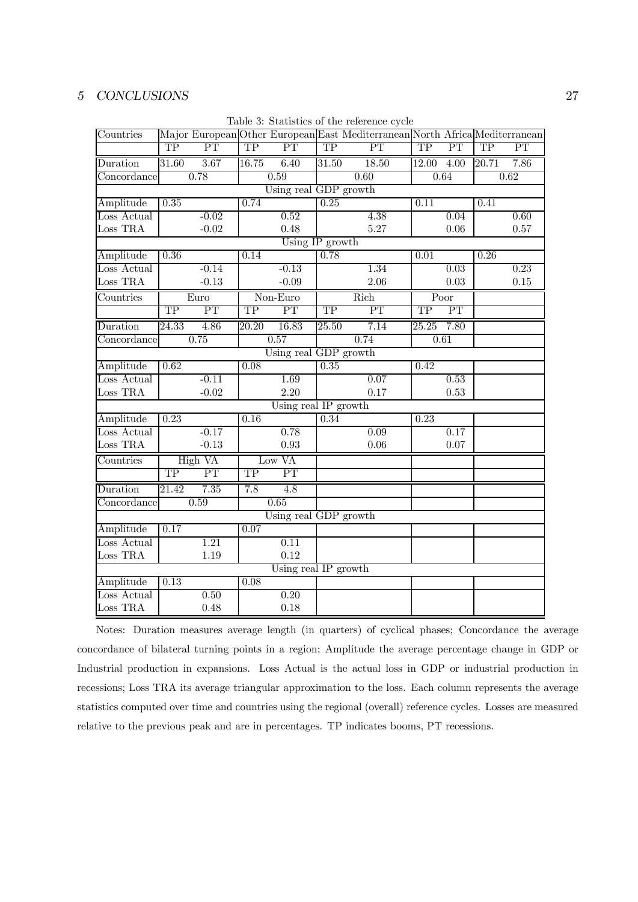Table 3: Statistics of the reference cycle

| Countries | Major European | | Other European | | East Mediterranean | | North Africa | | Mediterranean | |
|---|---|---|---|---|---|---|---|---|---|---|
| | TP | PT | TP | PT | TP | PT | TP | PT | TP | PT |
| Duration | 31.60 | 3.67 | 16.75 | 6.40 | 31.50 | 18.50 | 12.00 | 4.00 | 20.71 | 7.86 |
| Concordance | 0.78 | | 0.59 | | 0.60 | | 0.64 | | 0.62 | |
| Using real GDP growth | | | | | | | | | | |
| Amplitude | 0.35 | | 0.74 | | 0.25 | | 0.11 | | 0.41 | |
| Loss Actual | | -0.02 | | 0.52 | | 4.38 | | 0.04 | | 0.60 |
| Loss TRA | | -0.02 | | 0.48 | | 5.27 | | 0.06 | | 0.57 |
| Using IP growth | | | | | | | | | | |
| Amplitude | 0.36 | | 0.14 | | 0.78 | | 0.01 | | 0.26 | |
| Loss Actual | | -0.14 | | -0.13 | | 1.34 | | 0.03 | | 0.23 |
| Loss TRA | | -0.13 | | -0.09 | | 2.06 | | 0.03 | | 0.15 |
| Countries | Euro | | Non-Euro | | Rich | | Poor | | | |
| | TP | PT | TP | PT | TP | PT | TP | PT | | |
| Duration | 24.33 | 4.86 | 20.20 | 16.83 | 25.50 | 7.14 | 25.25 | 7.80 | | |
| Concordance | 0.75 | | 0.57 | | 0.74 | | 0.61 | | | |
| Using real GDP growth | | | | | | | | | | |
| Amplitude | 0.62 | | 0.08 | | 0.35 | | 0.42 | | | |
| Loss Actual | | -0.11 | | 1.69 | | 0.07 | | 0.53 | | |
| Loss TRA | | -0.02 | | 2.20 | | 0.17 | | 0.53 | | |
| Using real IP growth | | | | | | | | | | |
| Amplitude | 0.23 | | 0.16 | | 0.34 | | 0.23 | | | |
| Loss Actual | | -0.17 | | 0.78 | | 0.09 | | 0.17 | | |
| Loss TRA | | -0.13 | | 0.93 | | 0.06 | | 0.07 | | |
| Countries | High VA | | Low VA | | | | | | | |
| | TP | PT | TP | PT | | | | | | |
| Duration | 21.42 | 7.35 | 7.8 | 4.8 | | | | | | |
| Concordance | 0.59 | | 0.65 | | | | | | | |
| Using real GDP growth | | | | | | | | | | |
| Amplitude | 0.17 | | 0.07 | | | | | | | |
| Loss Actual | | 1.21 | | 0.11 | | | | | | |
| Loss TRA | | 1.19 | | 0.12 | | | | | | |
| Using real IP growth | | | | | | | | | | |
| Amplitude | 0.13 | | 0.08 | | | | | | | |
| Loss Actual | | 0.50 | | 0.20 | | | | | | |
| Loss TRA | | 0.48 | | 0.18 | | | | | | |

Notes: Duration measures average length (in quarters) of cyclical phases; Concordance the average concordance of bilateral turning points in a region; Amplitude the average percentage change in GDP or Industrial production in expansions. Loss Actual is the actual loss in GDP or industrial production in recessions; Loss TRA its average triangular approximation to the loss. Each column represents the average statistics computed over time and countries using the regional (overall) reference cycles. Losses are measured relative to the previous peak and are in percentages. TP indicates booms, PT recessions.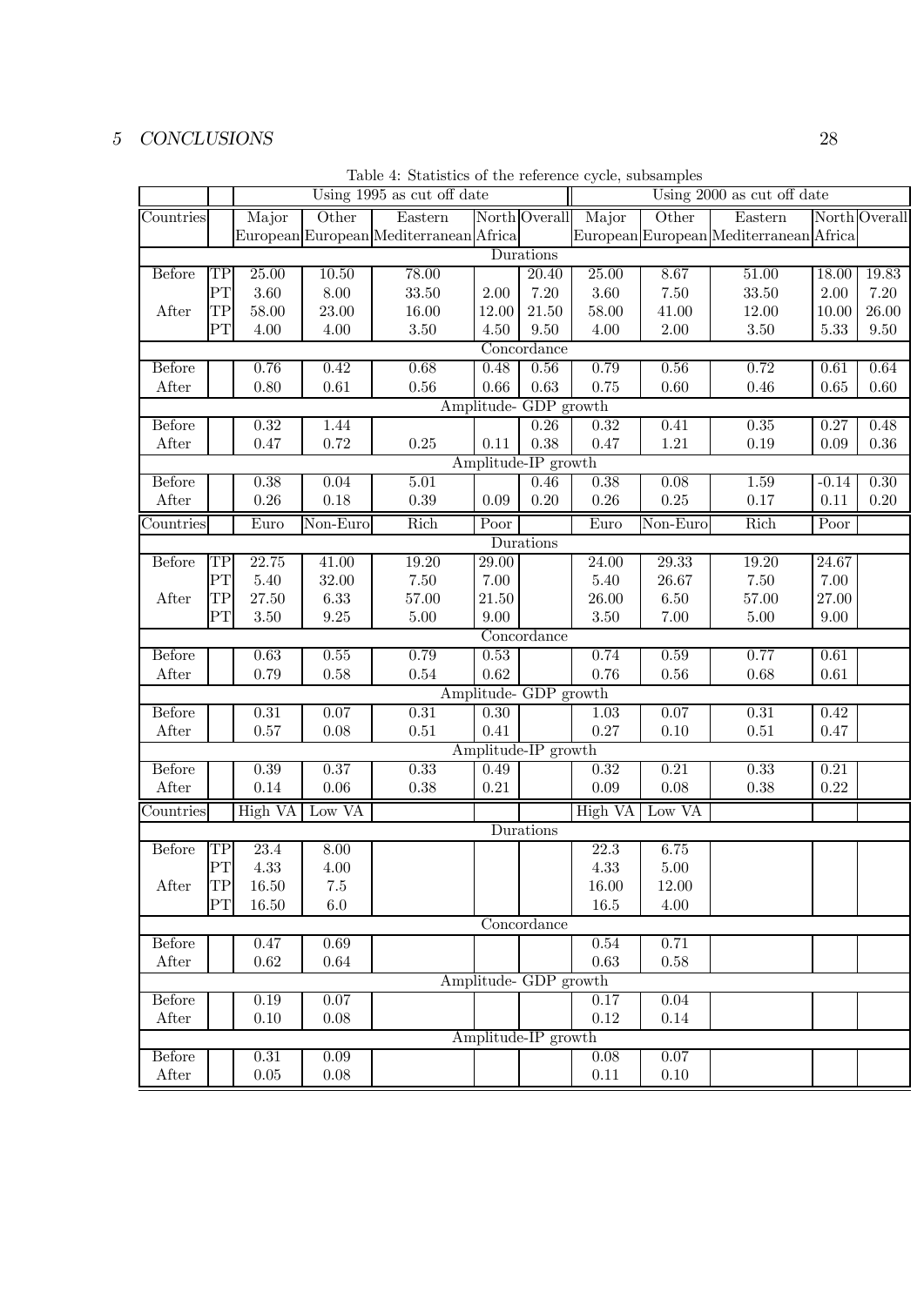Table 4: Statistics of the reference cycle, subsamples

| | | Using 1995 as cut off date | | | | | Using 2000 as cut off date | | | | |
|---|---|---|---|---|---|---|---|---|---|---|---|
| Countries | | Major European | Other European | Eastern Mediterranean | North Africa | Overall | Major European | Other European | Eastern Mediterranean | North Africa | Overall |
| Durations | | | | | | | | | | | |
| Before | TP | 25.00 | 10.50 | 78.00 | | 20.40 | 25.00 | 8.67 | 51.00 | 18.00 | 19.83 |
| | PT | 3.60 | 8.00 | 33.50 | 2.00 | 7.20 | 3.60 | 7.50 | 33.50 | 2.00 | 7.20 |
| After | TP | 58.00 | 23.00 | 16.00 | 12.00 | 21.50 | 58.00 | 41.00 | 12.00 | 10.00 | 26.00 |
| | PT | 4.00 | 4.00 | 3.50 | 4.50 | 9.50 | 4.00 | 2.00 | 3.50 | 5.33 | 9.50 |
| Concordance | | | | | | | | | | | |
| Before | | 0.76 | 0.42 | 0.68 | 0.48 | 0.56 | 0.79 | 0.56 | 0.72 | 0.61 | 0.64 |
| After | | 0.80 | 0.61 | 0.56 | 0.66 | 0.63 | 0.75 | 0.60 | 0.46 | 0.65 | 0.60 |
| Amplitude- GDP growth | | | | | | | | | | | |
| Before | | 0.32 | 1.44 | | | 0.26 | 0.32 | 0.41 | 0.35 | 0.27 | 0.48 |
| After | | 0.47 | 0.72 | 0.25 | 0.11 | 0.38 | 0.47 | 1.21 | 0.19 | 0.09 | 0.36 |
| Amplitude-IP growth | | | | | | | | | | | |
| Before | | 0.38 | 0.04 | 5.01 | | 0.46 | 0.38 | 0.08 | 1.59 | -0.14 | 0.30 |
| After | | 0.26 | 0.18 | 0.39 | 0.09 | 0.20 | 0.26 | 0.25 | 0.17 | 0.11 | 0.20 |
| Countries | | Euro | Non-Euro | Rich | Poor | | Euro | Non-Euro | Rich | Poor | |
| Durations | | | | | | | | | | | |
| Before | TP | 22.75 | 41.00 | 19.20 | 29.00 | | 24.00 | 29.33 | 19.20 | 24.67 | |
| | PT | 5.40 | 32.00 | 7.50 | 7.00 | | 5.40 | 26.67 | 7.50 | 7.00 | |
| After | TP | 27.50 | 6.33 | 57.00 | 21.50 | | 26.00 | 6.50 | 57.00 | 27.00 | |
| | PT | 3.50 | 9.25 | 5.00 | 9.00 | | 3.50 | 7.00 | 5.00 | 9.00 | |
| Concordance | | | | | | | | | | | |
| Before | | 0.63 | 0.55 | 0.79 | 0.53 | | 0.74 | 0.59 | 0.77 | 0.61 | |
| After | | 0.79 | 0.58 | 0.54 | 0.62 | | 0.76 | 0.56 | 0.68 | 0.61 | |
| Amplitude- GDP growth | | | | | | | | | | | |
| Before | | 0.31 | 0.07 | 0.31 | 0.30 | | 1.03 | 0.07 | 0.31 | 0.42 | |
| After | | 0.57 | 0.08 | 0.51 | 0.41 | | 0.27 | 0.10 | 0.51 | 0.47 | |
| Amplitude-IP growth | | | | | | | | | | | |
| Before | | 0.39 | 0.37 | 0.33 | 0.49 | | 0.32 | 0.21 | 0.33 | 0.21 | |
| After | | 0.14 | 0.06 | 0.38 | 0.21 | | 0.09 | 0.08 | 0.38 | 0.22 | |
| Countries | | High VA | Low VA | | | | High VA | Low VA | | | |
| Durations | | | | | | | | | | | |
| Before | TP | 23.4 | 8.00 | | | | 22.3 | 6.75 | | | |
| | PT | 4.33 | 4.00 | | | | 4.33 | 5.00 | | | |
| After | TP | 16.50 | 7.5 | | | | 16.00 | 12.00 | | | |
| | PT | 16.50 | 6.0 | | | | 16.5 | 4.00 | | | |
| Concordance | | | | | | | | | | | |
| Before | | 0.47 | 0.69 | | | | 0.54 | 0.71 | | | |
| After | | 0.62 | 0.64 | | | | 0.63 | 0.58 | | | |
| Amplitude- GDP growth | | | | | | | | | | | |
| Before | | 0.19 | 0.07 | | | | 0.17 | 0.04 | | | |
| After | | 0.10 | 0.08 | | | | 0.12 | 0.14 | | | |
| Amplitude-IP growth | | | | | | | | | | | |
| Before | | 0.31 | 0.09 | | | | 0.08 | 0.07 | | | |
| After | | 0.05 | 0.08 | | | | 0.11 | 0.10 | | | |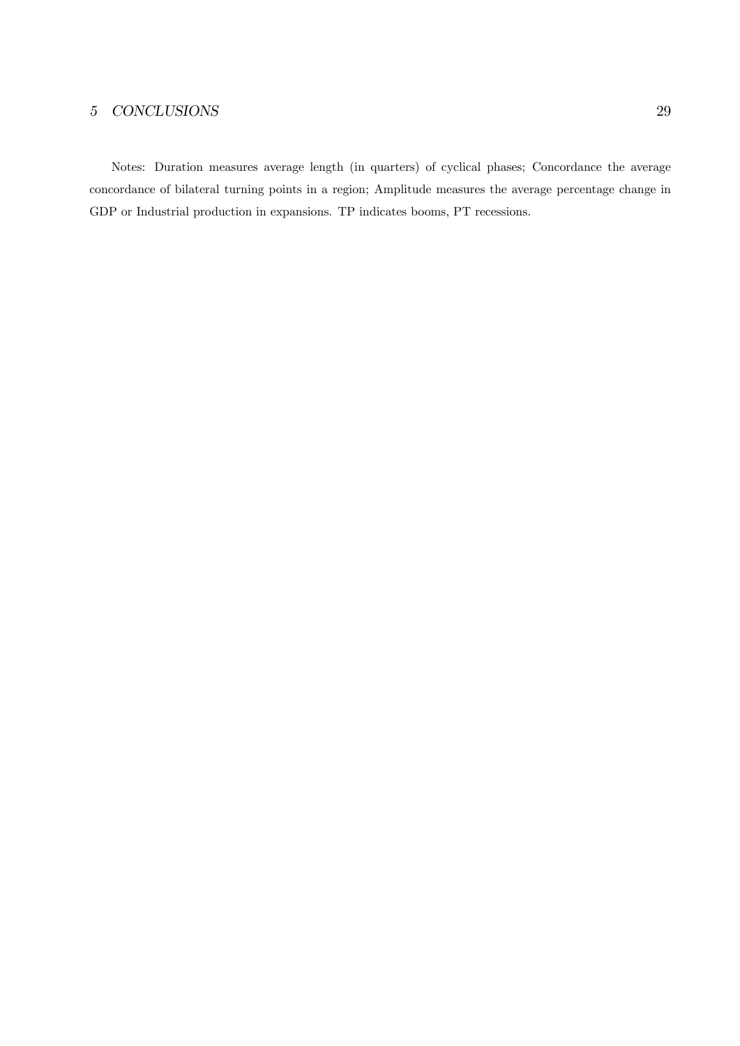Notes: Duration measures average length (in quarters) of cyclical phases; Concordance the average concordance of bilateral turning points in a region; Amplitude measures the average percentage change in GDP or Industrial production in expansions. TP indicates booms, PT recessions.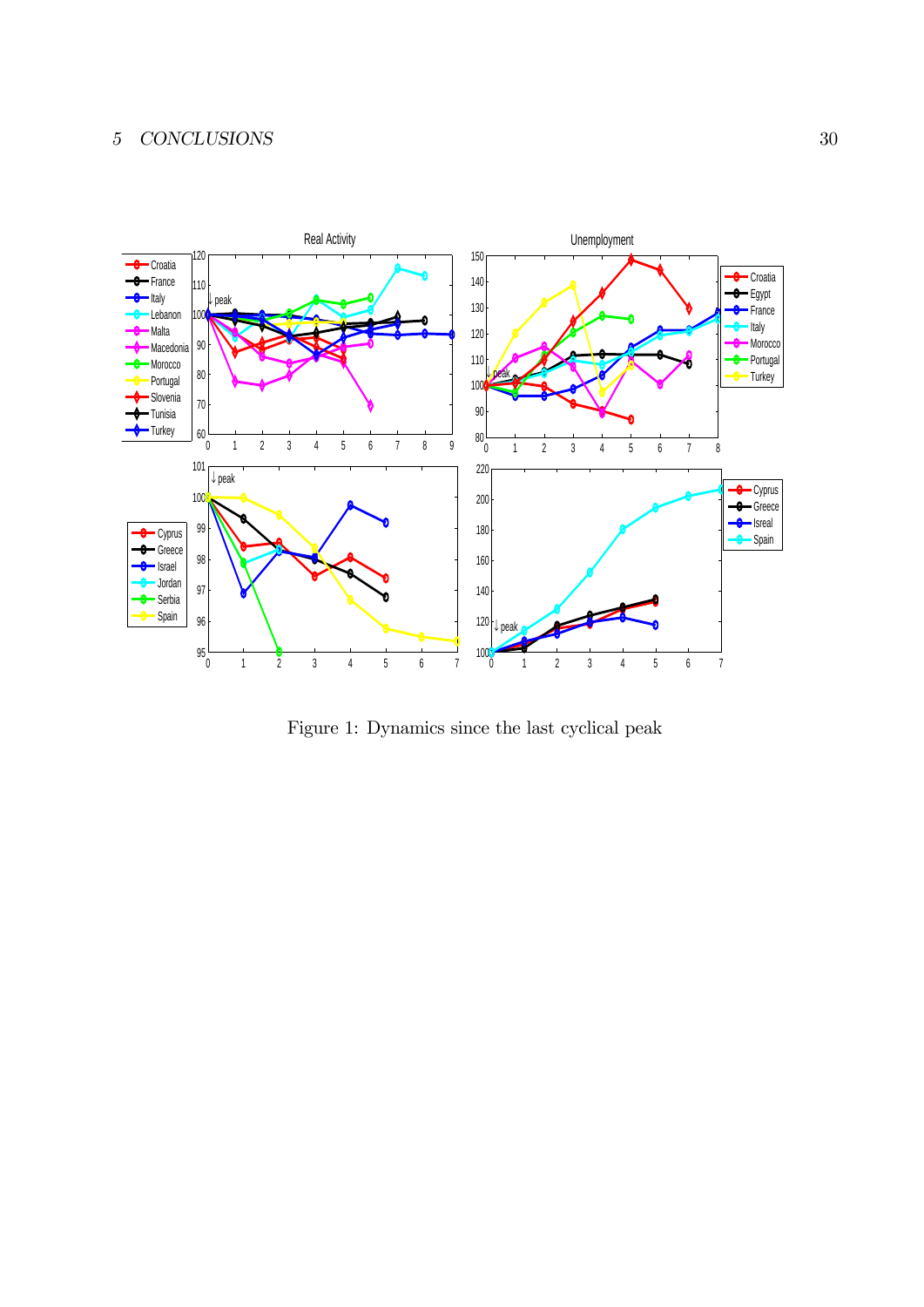Figure 1: Dynamics since the last cyclical peak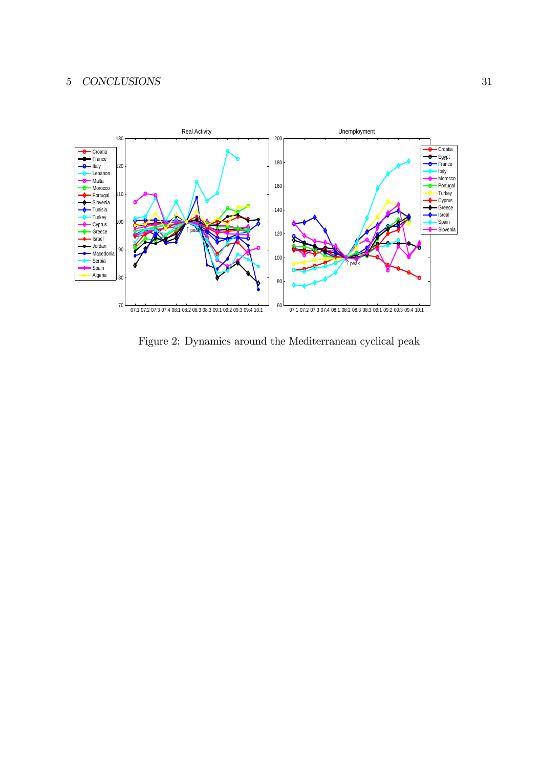Figure 2: Dynamics around the Mediterranean cyclical peak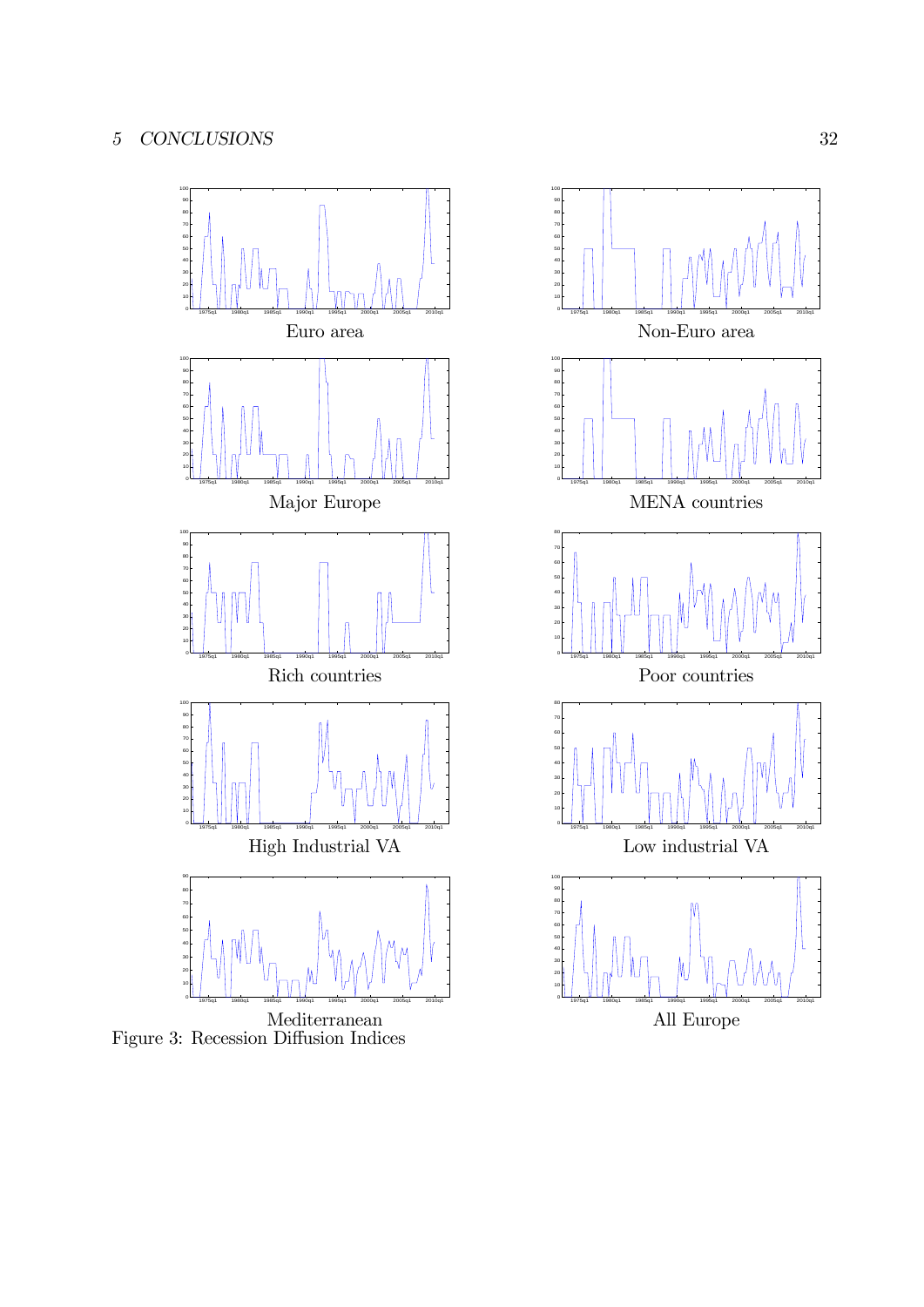100
90
80
70
60
50
40
30
20
10
0
1975q1 1980q1 1985q1 1990q1 1995q1 2000q1 2005q1 2010q1

Euro area

100
90
80
70
60
50
40
30
20
10
0
1975q1 1980q1 1985q1 1990q1 1995q1 2000q1 2005q1 2010q1

Non-Euro area

100
90
80
70
60
50
40
30
20
10
0
1975q1 1980q1 1985q1 1990q1 1995q1 2000q1 2005q1 2010q1

Major Europe

100
90
80
70
60
50
40
30
20
10
0
1975q1 1980q1 1985q1 1990q1 1995q1 2000q1 2005q1 2010q1

MENA countries

100
90
80
70
60
50
40
30
20
10
0
1975q1 1980q1 1985q1 1990q1 1995q1 2000q1 2005q1 2010q1

Rich countries

80
70
60
50
40
30
20
10
0
1975q1 1980q1 1985q1 1990q1 1995q1 2000q1 2005q1 2010q1

Poor countries

100
90
80
70
60
50
40
30
20
10
0
1975q1 1980q1 1985q1 1990q1 1995q1 2000q1 2005q1 2010q1

High Industrial VA

80
70
60
50
40
30
20
10
0
1975q1 1980q1 1985q1 1990q1 1995q1 2000q1 2005q1 2010q1

Low industrial VA

90
80
70
60
50
40
30
20
10
0
1975q1 1980q1 1985q1 1990q1 1995q1 2000q1 2005q1 2010q1

Mediterranean

100
90
80
70
60
50
40
30
20
10
0
1975q1 1980q1 1985q1 1990q1 1995q1 2000q1 2005q1 2010q1

All Europe

Figure 3: Recession Diffusion Indices